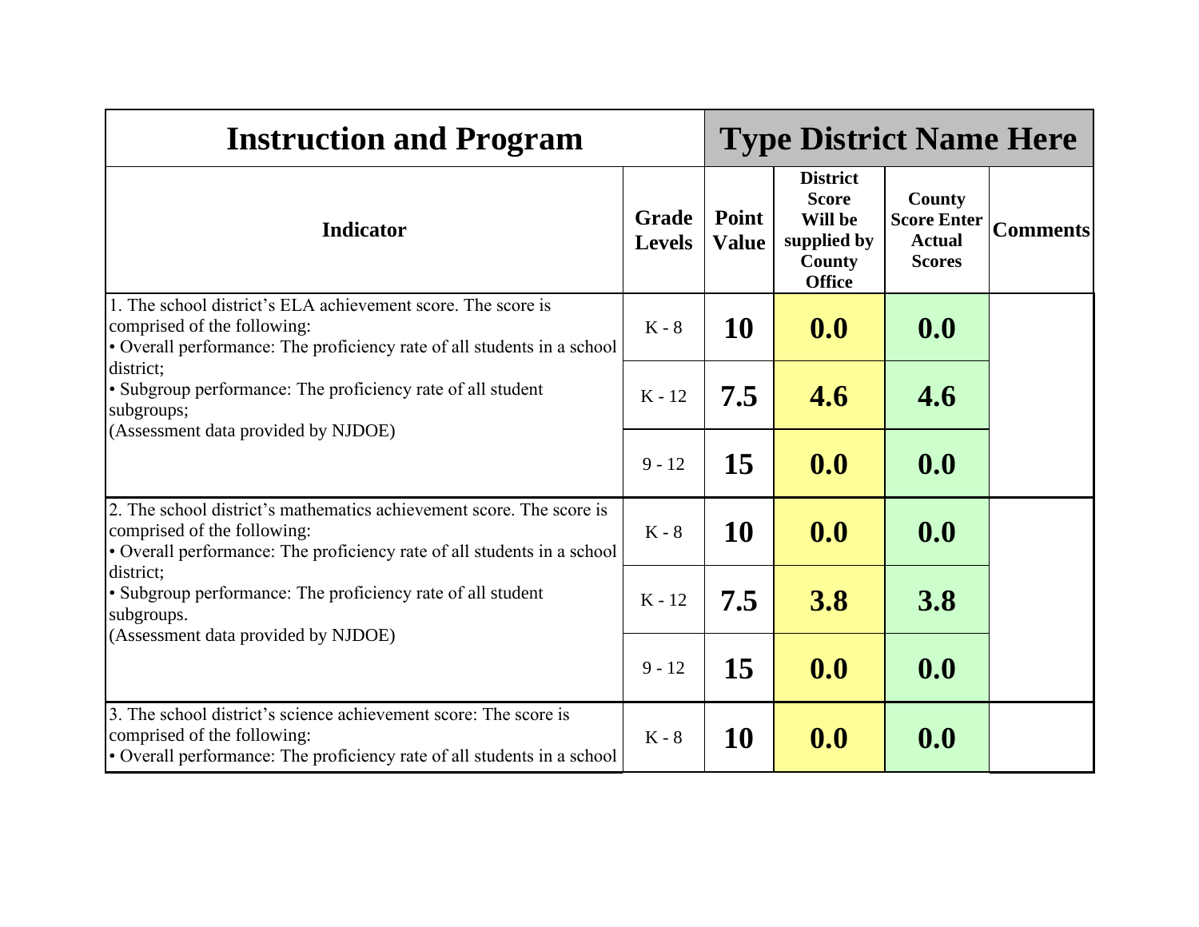| Instruction and Program | | Type District Name Here | | | |
|---|---|---|---|---|---|
| **Indicator** | **Grade Levels** | **Point Value** | **District Score Will be supplied by County Office** | **County Score Enter Actual Scores** | **Comments** |
| 1. The school district's ELA achievement score. The score is comprised of the following:<br>• Overall performance: The proficiency rate of all students in a school district;<br>• Subgroup performance: The proficiency rate of all student subgroups;<br>(Assessment data provided by NJDOE) | K - 8 | **10** | **0.0** | **0.0** | |
| | K - 12 | **7.5** | **4.6** | **4.6** | |
| | 9 - 12 | **15** | **0.0** | **0.0** | |
| 2. The school district's mathematics achievement score. The score is comprised of the following:<br>• Overall performance: The proficiency rate of all students in a school district;<br>• Subgroup performance: The proficiency rate of all student subgroups.<br>(Assessment data provided by NJDOE) | K - 8 | **10** | **0.0** | **0.0** | |
| | K - 12 | **7.5** | **3.8** | **3.8** | |
| | 9 - 12 | **15** | **0.0** | **0.0** | |
| 3. The school district's science achievement score: The score is comprised of the following:<br>• Overall performance: The proficiency rate of all students in a school | K - 8 | **10** | **0.0** | **0.0** | |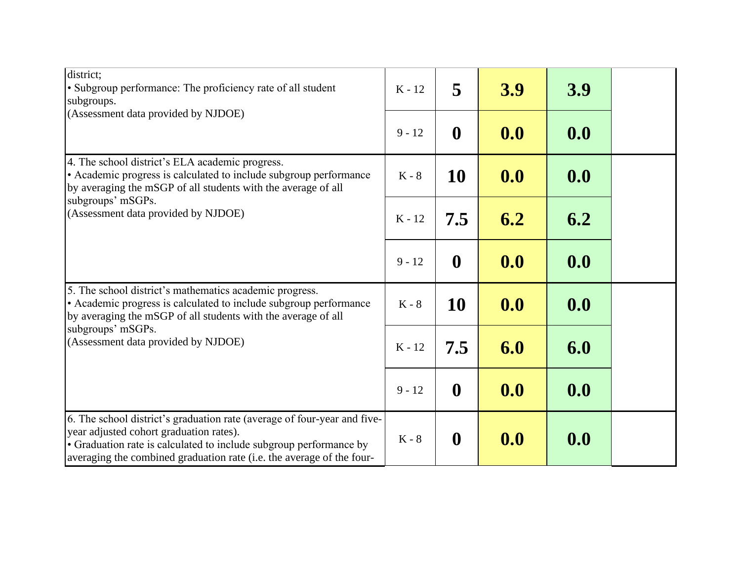| | | | | | |
|---|---|---|---|---|---|
| district;<br>• Subgroup performance: The proficiency rate of all student subgroups.<br>(Assessment data provided by NJDOE) | K - 12 | **5** | **3.9** | **3.9** | |
| | 9 - 12 | **0** | **0.0** | **0.0** | |
| 4. The school district's ELA academic progress.<br>• Academic progress is calculated to include subgroup performance by averaging the mSGP of all students with the average of all subgroups' mSGPs.<br>(Assessment data provided by NJDOE) | K - 8 | **10** | **0.0** | **0.0** | |
| | K - 12 | **7.5** | **6.2** | **6.2** | |
| | 9 - 12 | **0** | **0.0** | **0.0** | |
| 5. The school district's mathematics academic progress.<br>• Academic progress is calculated to include subgroup performance by averaging the mSGP of all students with the average of all subgroups' mSGPs.<br>(Assessment data provided by NJDOE) | K - 8 | **10** | **0.0** | **0.0** | |
| | K - 12 | **7.5** | **6.0** | **6.0** | |
| | 9 - 12 | **0** | **0.0** | **0.0** | |
| 6. The school district's graduation rate (average of four-year and five-year adjusted cohort graduation rates).<br>• Graduation rate is calculated to include subgroup performance by averaging the combined graduation rate (i.e. the average of the four- | K - 8 | **0** | **0.0** | **0.0** | |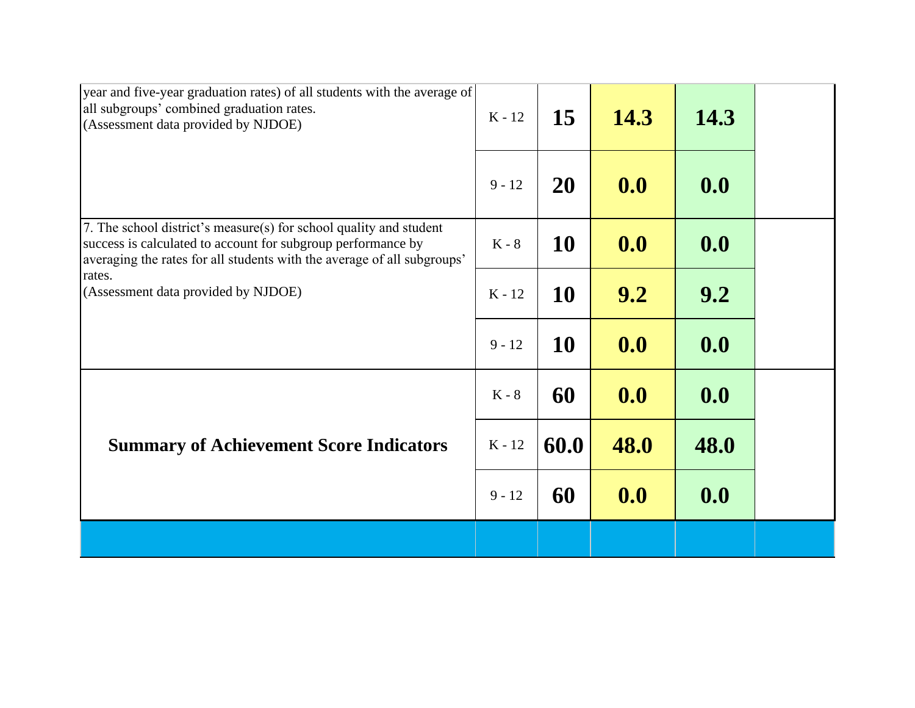| | | | | | |
|---|---|---|---|---|---|
| year and five-year graduation rates) of all students with the average of all subgroups' combined graduation rates.<br>(Assessment data provided by NJDOE) | K - 12 | **15** | **14.3** | **14.3** | |
| | 9 - 12 | **20** | **0.0** | **0.0** | |
| 7. The school district's measure(s) for school quality and student success is calculated to account for subgroup performance by averaging the rates for all students with the average of all subgroups' rates.<br>(Assessment data provided by NJDOE) | K - 8 | **10** | **0.0** | **0.0** | |
| | K - 12 | **10** | **9.2** | **9.2** | |
| | 9 - 12 | **10** | **0.0** | **0.0** | |
| **Summary of Achievement Score Indicators** | K - 8 | **60** | **0.0** | **0.0** | |
| | K - 12 | **60.0** | **48.0** | **48.0** | |
| | 9 - 12 | **60** | **0.0** | **0.0** | |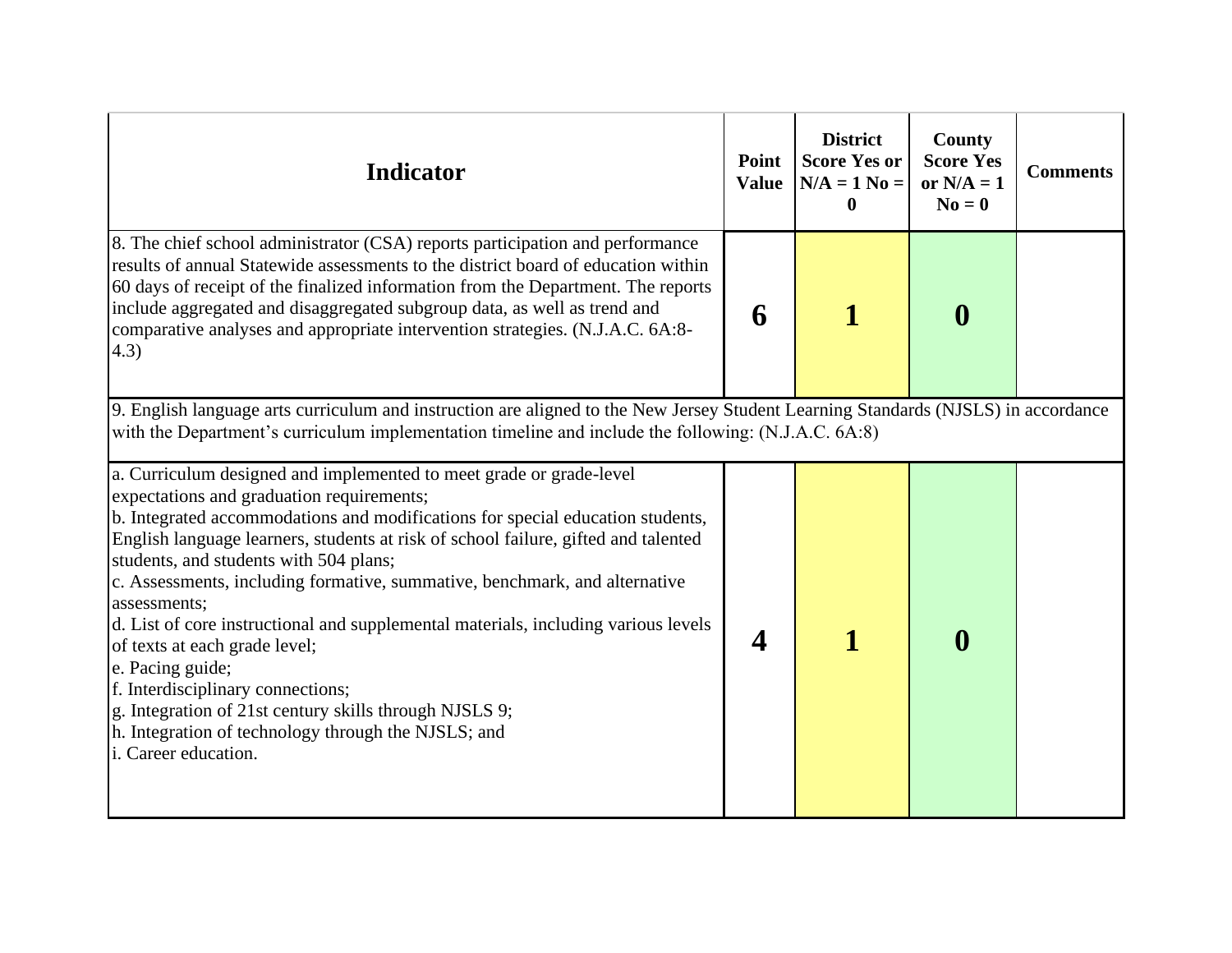| Indicator | Point Value | District Score Yes or N/A = 1 No = 0 | County Score Yes or N/A = 1 No = 0 | Comments |
|---|---|---|---|---|
| 8. The chief school administrator (CSA) reports participation and performance results of annual Statewide assessments to the district board of education within 60 days of receipt of the finalized information from the Department. The reports include aggregated and disaggregated subgroup data, as well as trend and comparative analyses and appropriate intervention strategies. (N.J.A.C. 6A:8-4.3) | **6** | **1** | **0** | |
| 9. English language arts curriculum and instruction are aligned to the New Jersey Student Learning Standards (NJSLS) in accordance with the Department's curriculum implementation timeline and include the following: (N.J.A.C. 6A:8) | | | | |
| a. Curriculum designed and implemented to meet grade or grade-level expectations and graduation requirements;<br>b. Integrated accommodations and modifications for special education students, English language learners, students at risk of school failure, gifted and talented students, and students with 504 plans;<br>c. Assessments, including formative, summative, benchmark, and alternative assessments;<br>d. List of core instructional and supplemental materials, including various levels of texts at each grade level;<br>e. Pacing guide;<br>f. Interdisciplinary connections;<br>g. Integration of 21st century skills through NJSLS 9;<br>h. Integration of technology through the NJSLS; and<br>i. Career education. | **4** | **1** | **0** | |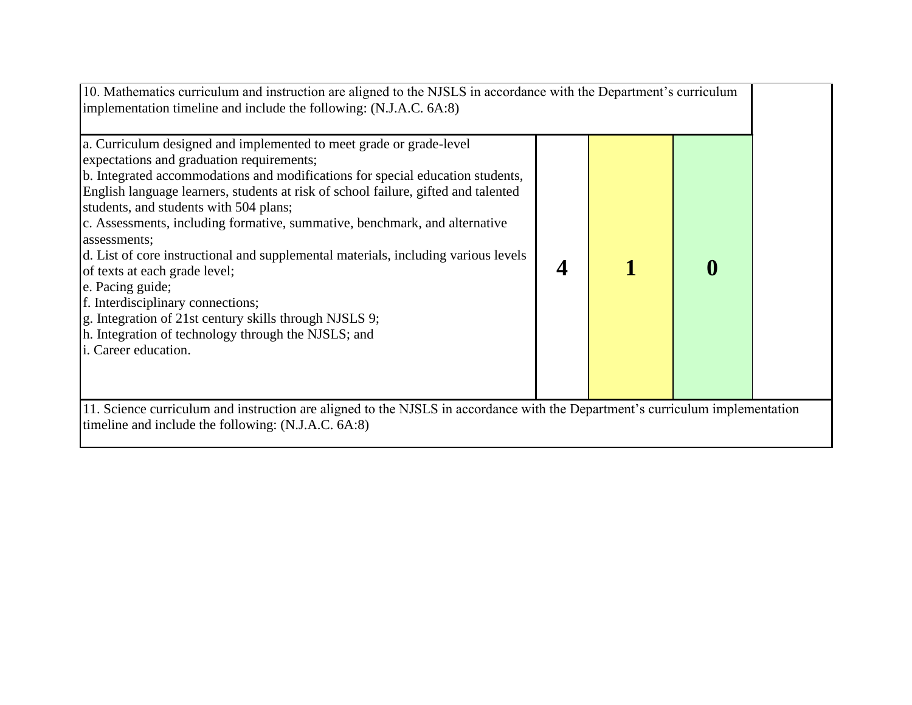| 10. Mathematics curriculum and instruction are aligned to the NJSLS in accordance with the Department's curriculum implementation timeline and include the following: (N.J.A.C. 6A:8) | | | | |
|---|---|---|---|---|
| a. Curriculum designed and implemented to meet grade or grade-level expectations and graduation requirements;<br>b. Integrated accommodations and modifications for special education students, English language learners, students at risk of school failure, gifted and talented students, and students with 504 plans;<br>c. Assessments, including formative, summative, benchmark, and alternative assessments;<br>d. List of core instructional and supplemental materials, including various levels of texts at each grade level;<br>e. Pacing guide;<br>f. Interdisciplinary connections;<br>g. Integration of 21st century skills through NJSLS 9;<br>h. Integration of technology through the NJSLS; and<br>i. Career education. | **4** | **1** | **0** | |
| 11. Science curriculum and instruction are aligned to the NJSLS in accordance with the Department's curriculum implementation timeline and include the following: (N.J.A.C. 6A:8) | | | | |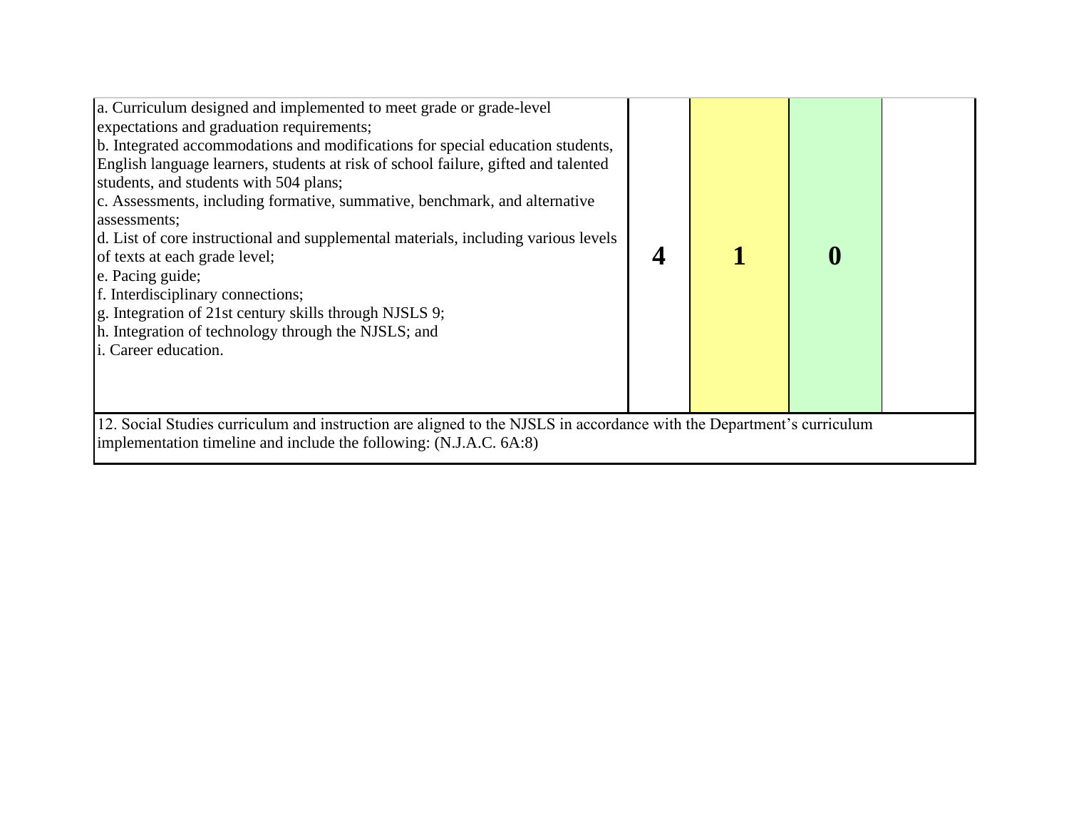| | | | | |
|---|---|---|---|---|
| a. Curriculum designed and implemented to meet grade or grade-level expectations and graduation requirements;<br>b. Integrated accommodations and modifications for special education students, English language learners, students at risk of school failure, gifted and talented students, and students with 504 plans;<br>c. Assessments, including formative, summative, benchmark, and alternative assessments;<br>d. List of core instructional and supplemental materials, including various levels of texts at each grade level;<br>e. Pacing guide;<br>f. Interdisciplinary connections;<br>g. Integration of 21st century skills through NJSLS 9;<br>h. Integration of technology through the NJSLS; and<br>i. Career education. | **4** | **1** | **0** | |
| 12. Social Studies curriculum and instruction are aligned to the NJSLS in accordance with the Department's curriculum implementation timeline and include the following: (N.J.A.C. 6A:8) | | | | |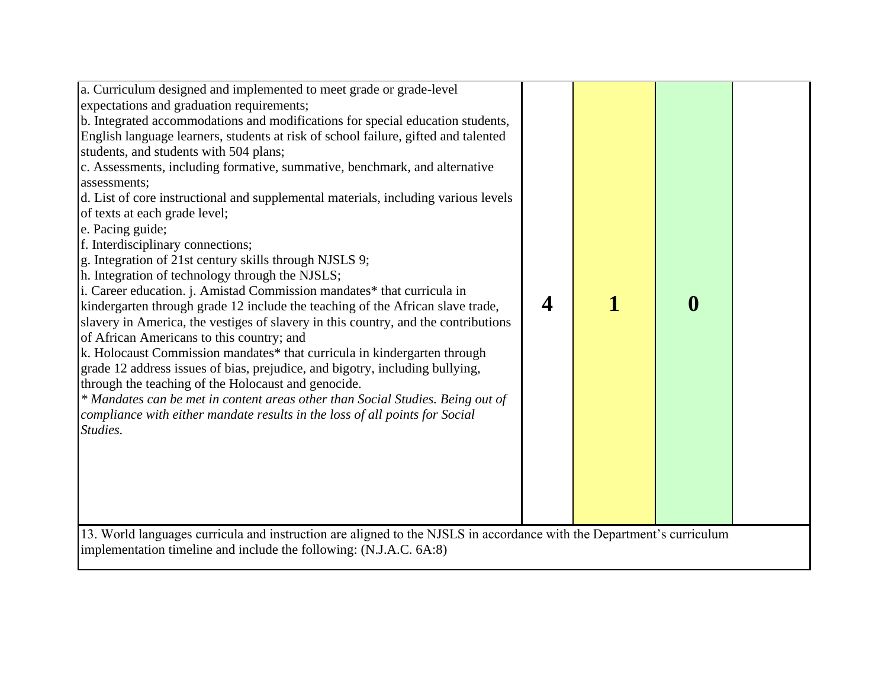| | | | | |
|---|---|---|---|---|
| a. Curriculum designed and implemented to meet grade or grade-level expectations and graduation requirements;<br>b. Integrated accommodations and modifications for special education students, English language learners, students at risk of school failure, gifted and talented students, and students with 504 plans;<br>c. Assessments, including formative, summative, benchmark, and alternative assessments;<br>d. List of core instructional and supplemental materials, including various levels of texts at each grade level;<br>e. Pacing guide;<br>f. Interdisciplinary connections;<br>g. Integration of 21st century skills through NJSLS 9;<br>h. Integration of technology through the NJSLS;<br>i. Career education. j. Amistad Commission mandates* that curricula in kindergarten through grade 12 include the teaching of the African slave trade, slavery in America, the vestiges of slavery in this country, and the contributions of African Americans to this country; and<br>k. Holocaust Commission mandates* that curricula in kindergarten through grade 12 address issues of bias, prejudice, and bigotry, including bullying, through the teaching of the Holocaust and genocide.<br>*\* Mandates can be met in content areas other than Social Studies. Being out of compliance with either mandate results in the loss of all points for Social Studies.* | **4** | **1** | **0** | |
| 13. World languages curricula and instruction are aligned to the NJSLS in accordance with the Department's curriculum implementation timeline and include the following: (N.J.A.C. 6A:8) | | | | |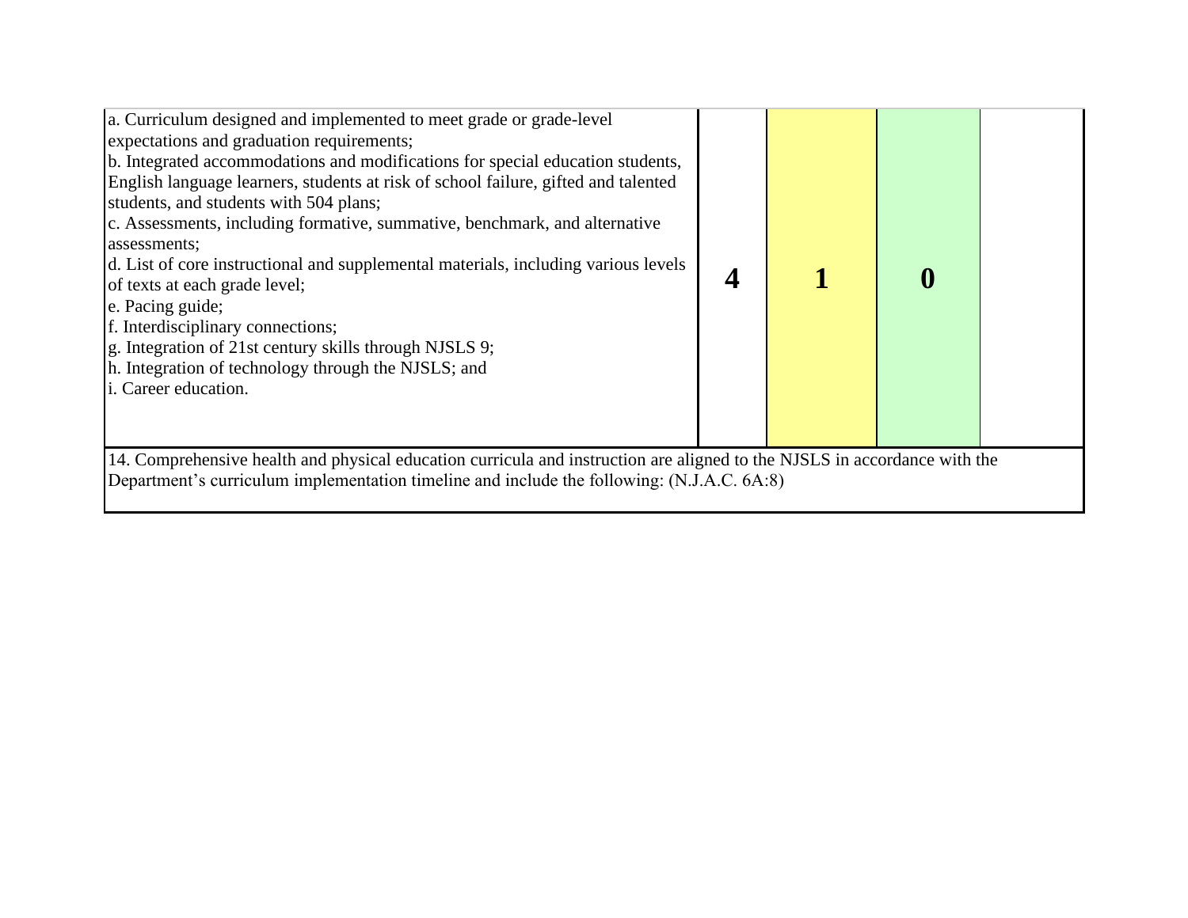| | | | | |
|---|---|---|---|---|
| a. Curriculum designed and implemented to meet grade or grade-level expectations and graduation requirements;<br>b. Integrated accommodations and modifications for special education students, English language learners, students at risk of school failure, gifted and talented students, and students with 504 plans;<br>c. Assessments, including formative, summative, benchmark, and alternative assessments;<br>d. List of core instructional and supplemental materials, including various levels of texts at each grade level;<br>e. Pacing guide;<br>f. Interdisciplinary connections;<br>g. Integration of 21st century skills through NJSLS 9;<br>h. Integration of technology through the NJSLS; and<br>i. Career education. | **4** | **1** | **0** | |
| 14. Comprehensive health and physical education curricula and instruction are aligned to the NJSLS in accordance with the Department's curriculum implementation timeline and include the following: (N.J.A.C. 6A:8) | | | | |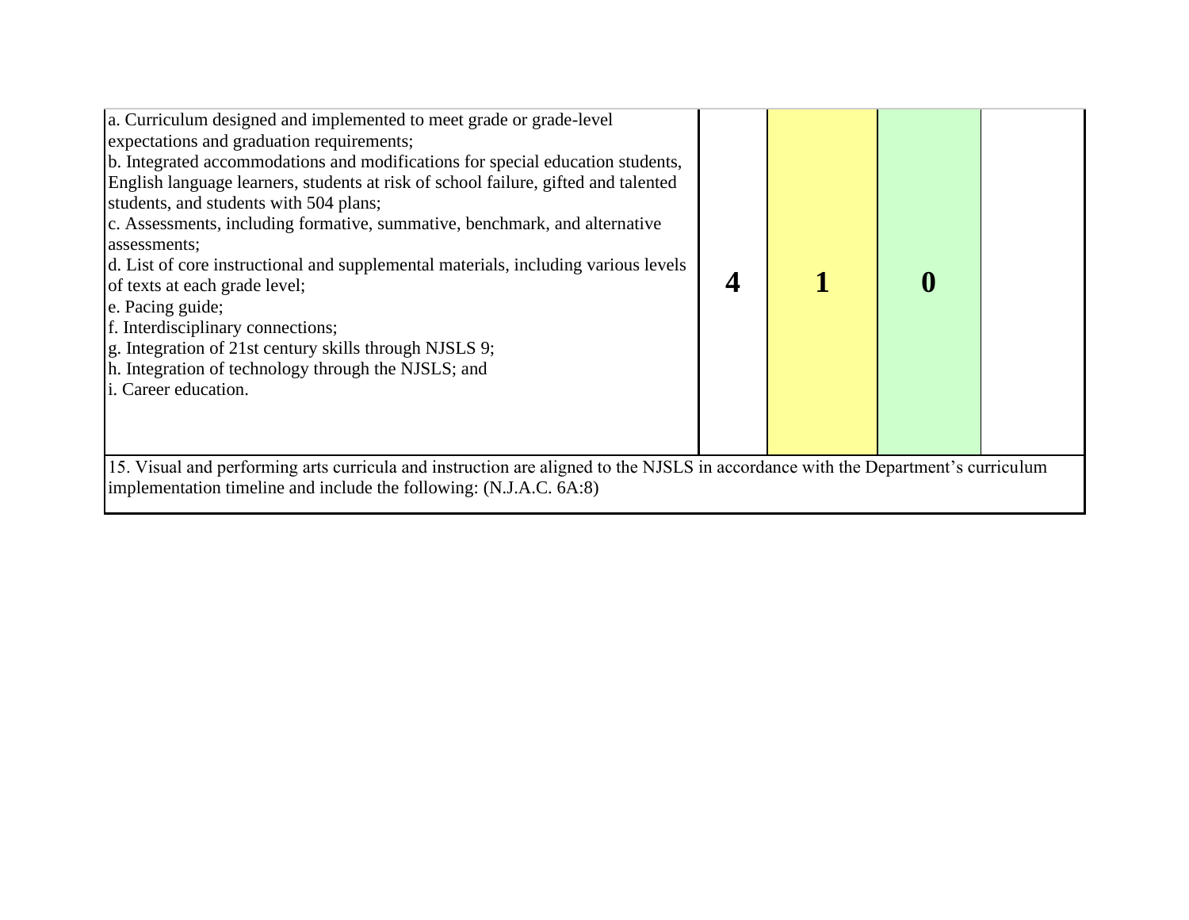| | | | | |
|---|---|---|---|---|
| a. Curriculum designed and implemented to meet grade or grade-level expectations and graduation requirements;<br>b. Integrated accommodations and modifications for special education students, English language learners, students at risk of school failure, gifted and talented students, and students with 504 plans;<br>c. Assessments, including formative, summative, benchmark, and alternative assessments;<br>d. List of core instructional and supplemental materials, including various levels of texts at each grade level;<br>e. Pacing guide;<br>f. Interdisciplinary connections;<br>g. Integration of 21st century skills through NJSLS 9;<br>h. Integration of technology through the NJSLS; and<br>i. Career education. | **4** | **1** | **0** | |
| 15. Visual and performing arts curricula and instruction are aligned to the NJSLS in accordance with the Department's curriculum implementation timeline and include the following: (N.J.A.C. 6A:8) | | | | |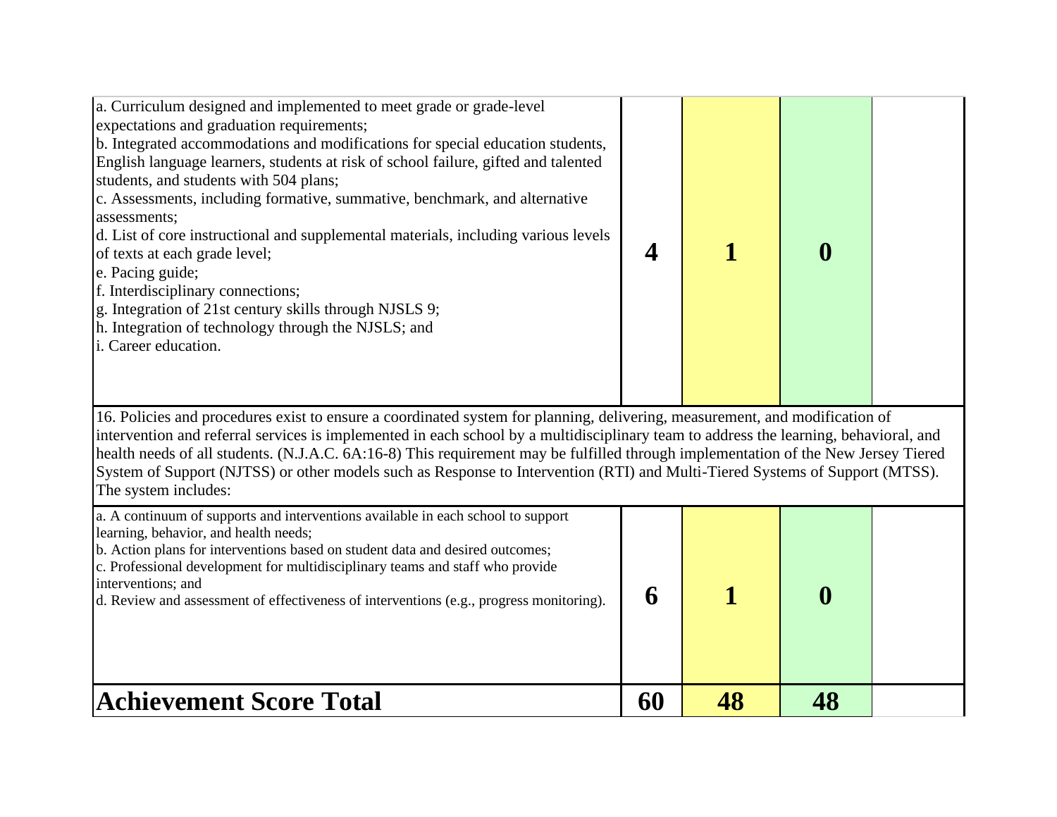| | | | | |
|---|---|---|---|---|
| a. Curriculum designed and implemented to meet grade or grade-level expectations and graduation requirements;<br>b. Integrated accommodations and modifications for special education students, English language learners, students at risk of school failure, gifted and talented students, and students with 504 plans;<br>c. Assessments, including formative, summative, benchmark, and alternative assessments;<br>d. List of core instructional and supplemental materials, including various levels of texts at each grade level;<br>e. Pacing guide;<br>f. Interdisciplinary connections;<br>g. Integration of 21st century skills through NJSLS 9;<br>h. Integration of technology through the NJSLS; and<br>i. Career education. | **4** | **1** | **0** | |
| 16. Policies and procedures exist to ensure a coordinated system for planning, delivering, measurement, and modification of intervention and referral services is implemented in each school by a multidisciplinary team to address the learning, behavioral, and health needs of all students. (N.J.A.C. 6A:16-8) This requirement may be fulfilled through implementation of the New Jersey Tiered System of Support (NJTSS) or other models such as Response to Intervention (RTI) and Multi-Tiered Systems of Support (MTSS). The system includes: | | | | |
| a. A continuum of supports and interventions available in each school to support learning, behavior, and health needs;<br>b. Action plans for interventions based on student data and desired outcomes;<br>c. Professional development for multidisciplinary teams and staff who provide interventions; and<br>d. Review and assessment of effectiveness of interventions (e.g., progress monitoring). | **6** | **1** | **0** | |
| **Achievement Score Total** | **60** | **48** | **48** | |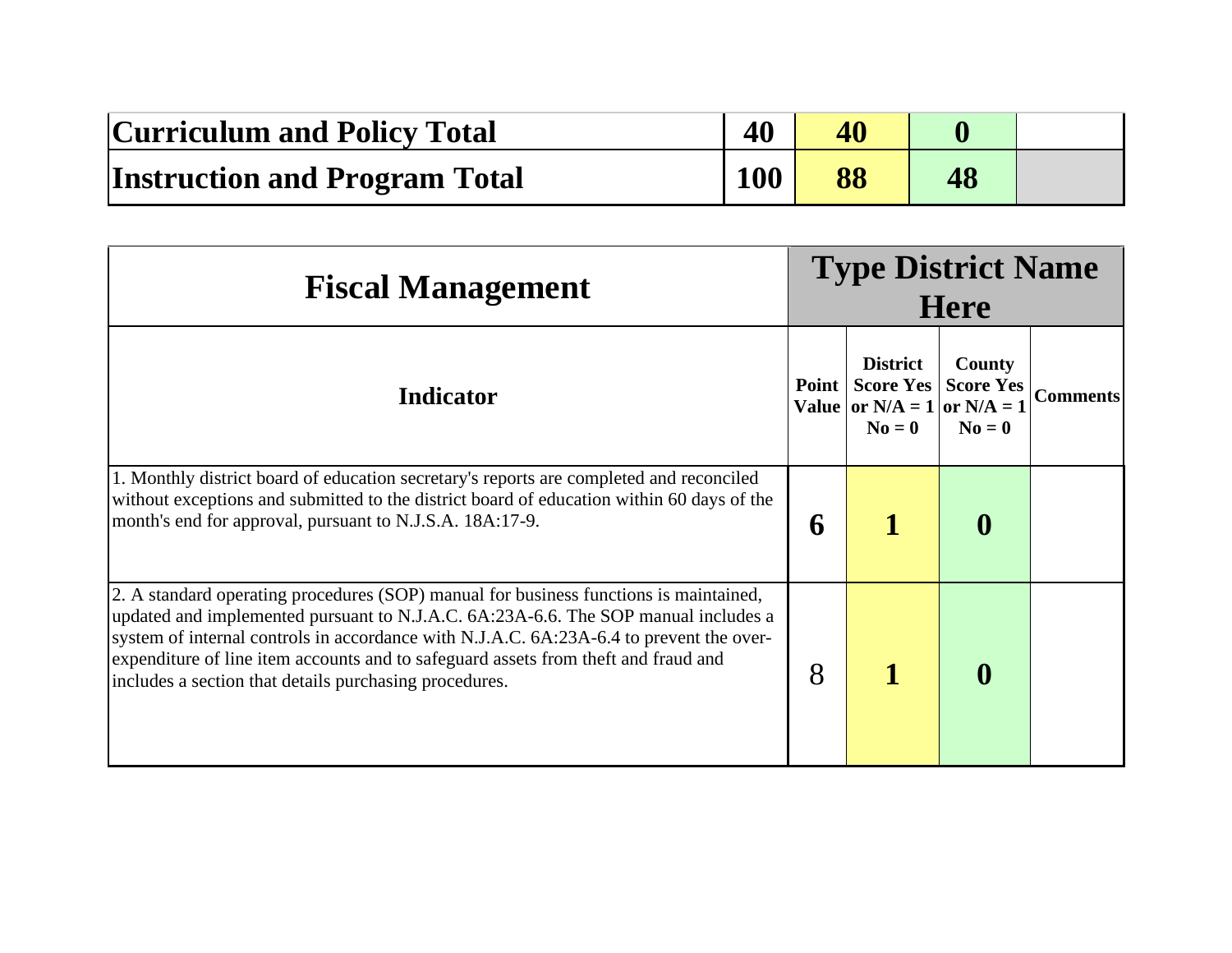| Curriculum and Policy Total | 40 | 40 | 0 | |
|---|---|---|---|---|
| Instruction and Program Total | 100 | 88 | 48 | |

| Fiscal Management | Type District Name Here | | | |
|---|---|---|---|---|
| Indicator | Point Value | District Score Yes or N/A = 1 No = 0 | County Score Yes or N/A = 1 No = 0 | Comments |
| 1. Monthly district board of education secretary's reports are completed and reconciled without exceptions and submitted to the district board of education within 60 days of the month's end for approval, pursuant to N.J.S.A. 18A:17-9. | 6 | 1 | 0 | |
| 2. A standard operating procedures (SOP) manual for business functions is maintained, updated and implemented pursuant to N.J.A.C. 6A:23A-6.6. The SOP manual includes a system of internal controls in accordance with N.J.A.C. 6A:23A-6.4 to prevent the over-expenditure of line item accounts and to safeguard assets from theft and fraud and includes a section that details purchasing procedures. | 8 | 1 | 0 | |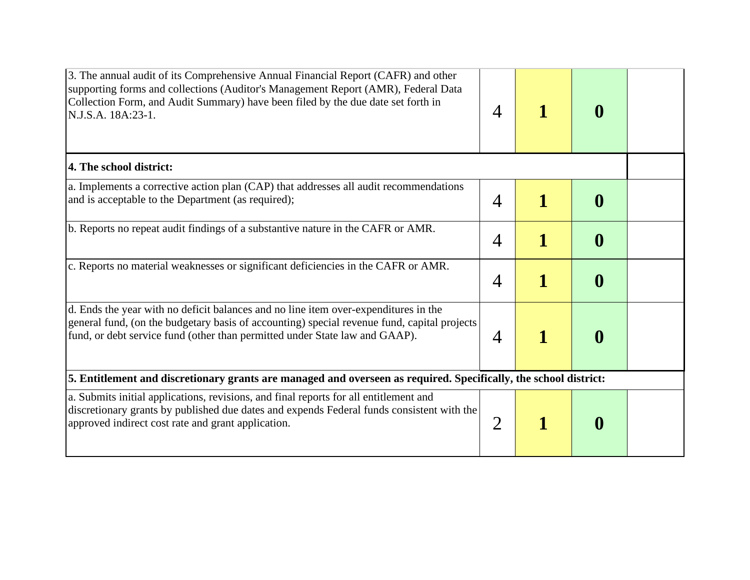| | | | | |
|---|---|---|---|---|
| 3. The annual audit of its Comprehensive Annual Financial Report (CAFR) and other supporting forms and collections (Auditor's Management Report (AMR), Federal Data Collection Form, and Audit Summary) have been filed by the due date set forth in N.J.S.A. 18A:23-1. | 4 | **1** | **0** | |
| **4. The school district:** | | | | |
| a. Implements a corrective action plan (CAP) that addresses all audit recommendations and is acceptable to the Department (as required); | 4 | **1** | **0** | |
| b. Reports no repeat audit findings of a substantive nature in the CAFR or AMR. | 4 | **1** | **0** | |
| c. Reports no material weaknesses or significant deficiencies in the CAFR or AMR. | 4 | **1** | **0** | |
| d. Ends the year with no deficit balances and no line item over-expenditures in the general fund, (on the budgetary basis of accounting) special revenue fund, capital projects fund, or debt service fund (other than permitted under State law and GAAP). | 4 | **1** | **0** | |
| **5. Entitlement and discretionary grants are managed and overseen as required. Specifically, the school district:** | | | | |
| a. Submits initial applications, revisions, and final reports for all entitlement and discretionary grants by published due dates and expends Federal funds consistent with the approved indirect cost rate and grant application. | 2 | **1** | **0** | |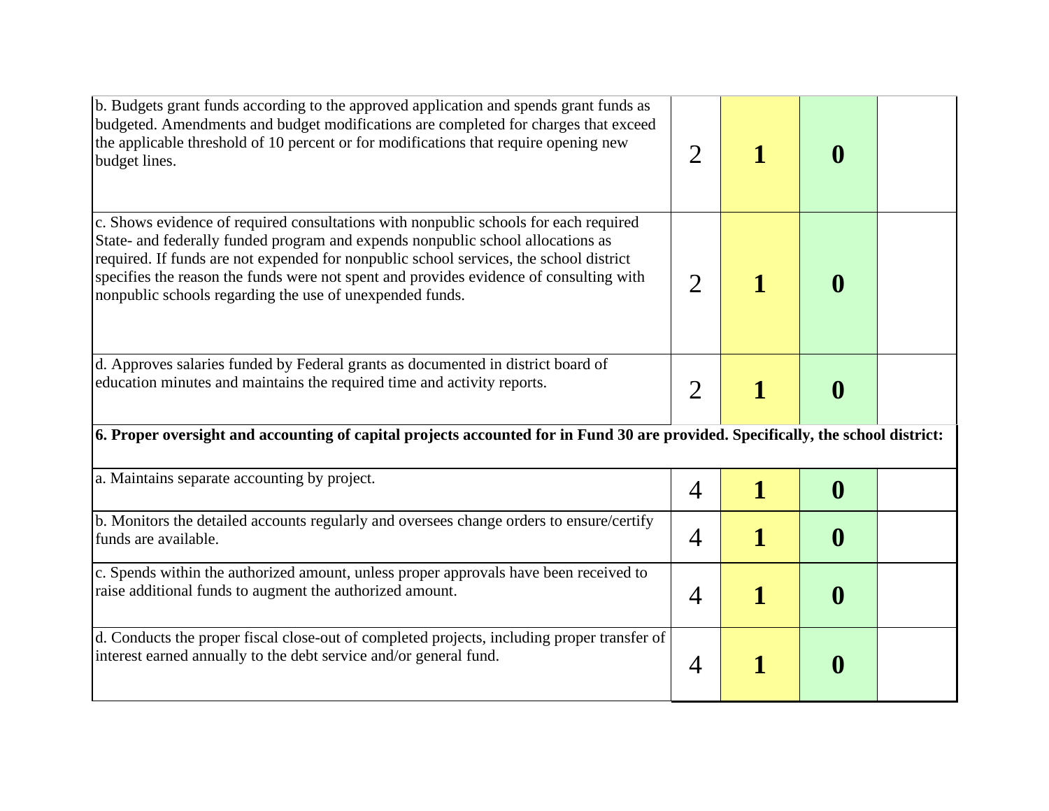| | | | | |
|---|---|---|---|---|
| b. Budgets grant funds according to the approved application and spends grant funds as budgeted. Amendments and budget modifications are completed for charges that exceed the applicable threshold of 10 percent or for modifications that require opening new budget lines. | 2 | **1** | **0** | |
| c. Shows evidence of required consultations with nonpublic schools for each required State- and federally funded program and expends nonpublic school allocations as required. If funds are not expended for nonpublic school services, the school district specifies the reason the funds were not spent and provides evidence of consulting with nonpublic schools regarding the use of unexpended funds. | 2 | **1** | **0** | |
| d. Approves salaries funded by Federal grants as documented in district board of education minutes and maintains the required time and activity reports. | 2 | **1** | **0** | |
| **6. Proper oversight and accounting of capital projects accounted for in Fund 30 are provided. Specifically, the school district:** | | | | |
| a. Maintains separate accounting by project. | 4 | **1** | **0** | |
| b. Monitors the detailed accounts regularly and oversees change orders to ensure/certify funds are available. | 4 | **1** | **0** | |
| c. Spends within the authorized amount, unless proper approvals have been received to raise additional funds to augment the authorized amount. | 4 | **1** | **0** | |
| d. Conducts the proper fiscal close-out of completed projects, including proper transfer of interest earned annually to the debt service and/or general fund. | 4 | **1** | **0** | |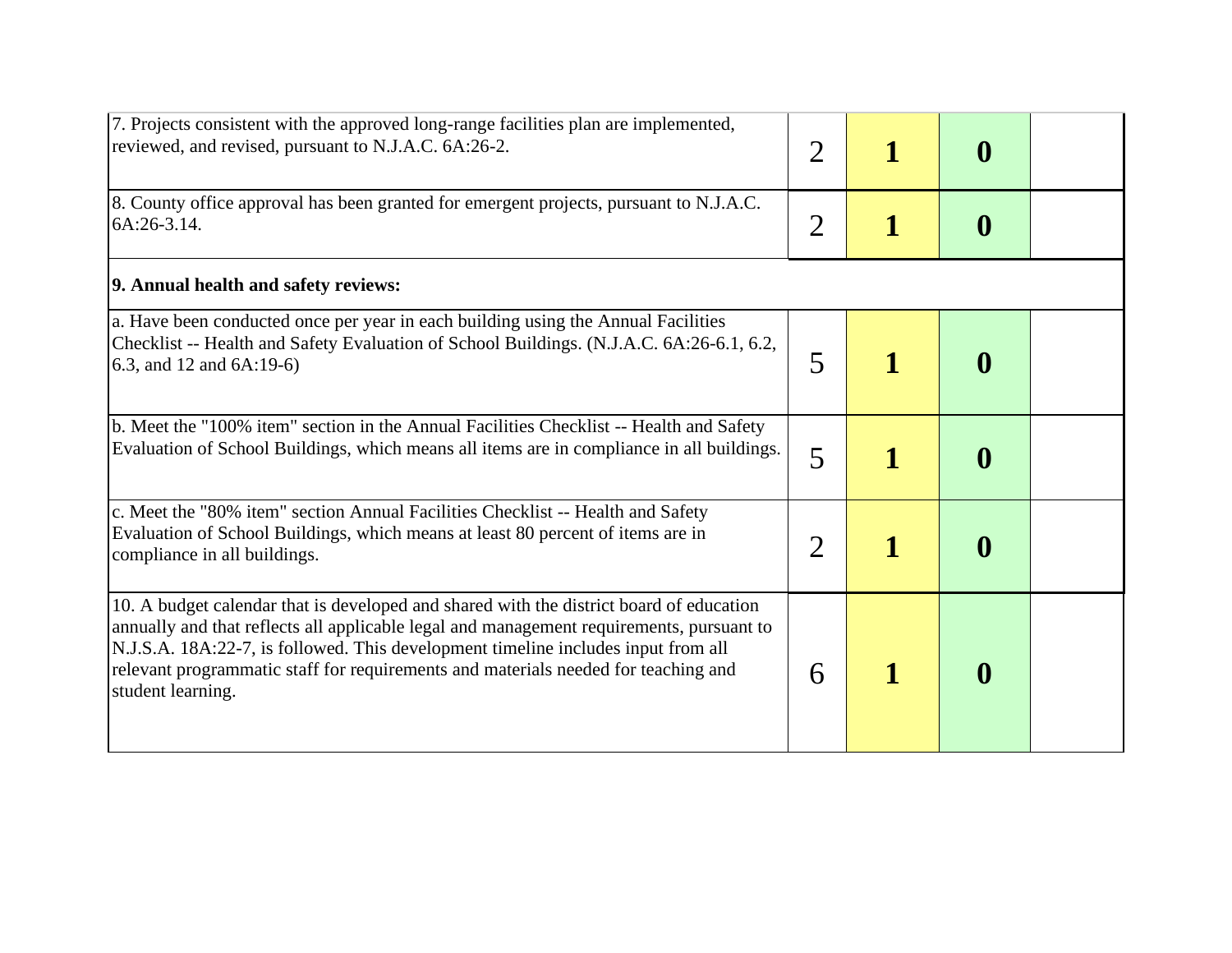| | | | | |
|---|---|---|---|---|
| 7. Projects consistent with the approved long-range facilities plan are implemented, reviewed, and revised, pursuant to N.J.A.C. 6A:26-2. | 2 | **1** | **0** | |
| 8. County office approval has been granted for emergent projects, pursuant to N.J.A.C. 6A:26-3.14. | 2 | **1** | **0** | |
| **9. Annual health and safety reviews:** | | | | |
| a. Have been conducted once per year in each building using the Annual Facilities Checklist -- Health and Safety Evaluation of School Buildings. (N.J.A.C. 6A:26-6.1, 6.2, 6.3, and 12 and 6A:19-6) | 5 | **1** | **0** | |
| b. Meet the "100% item" section in the Annual Facilities Checklist -- Health and Safety Evaluation of School Buildings, which means all items are in compliance in all buildings. | 5 | **1** | **0** | |
| c. Meet the "80% item" section Annual Facilities Checklist -- Health and Safety Evaluation of School Buildings, which means at least 80 percent of items are in compliance in all buildings. | 2 | **1** | **0** | |
| 10. A budget calendar that is developed and shared with the district board of education annually and that reflects all applicable legal and management requirements, pursuant to N.J.S.A. 18A:22-7, is followed. This development timeline includes input from all relevant programmatic staff for requirements and materials needed for teaching and student learning. | 6 | **1** | **0** | |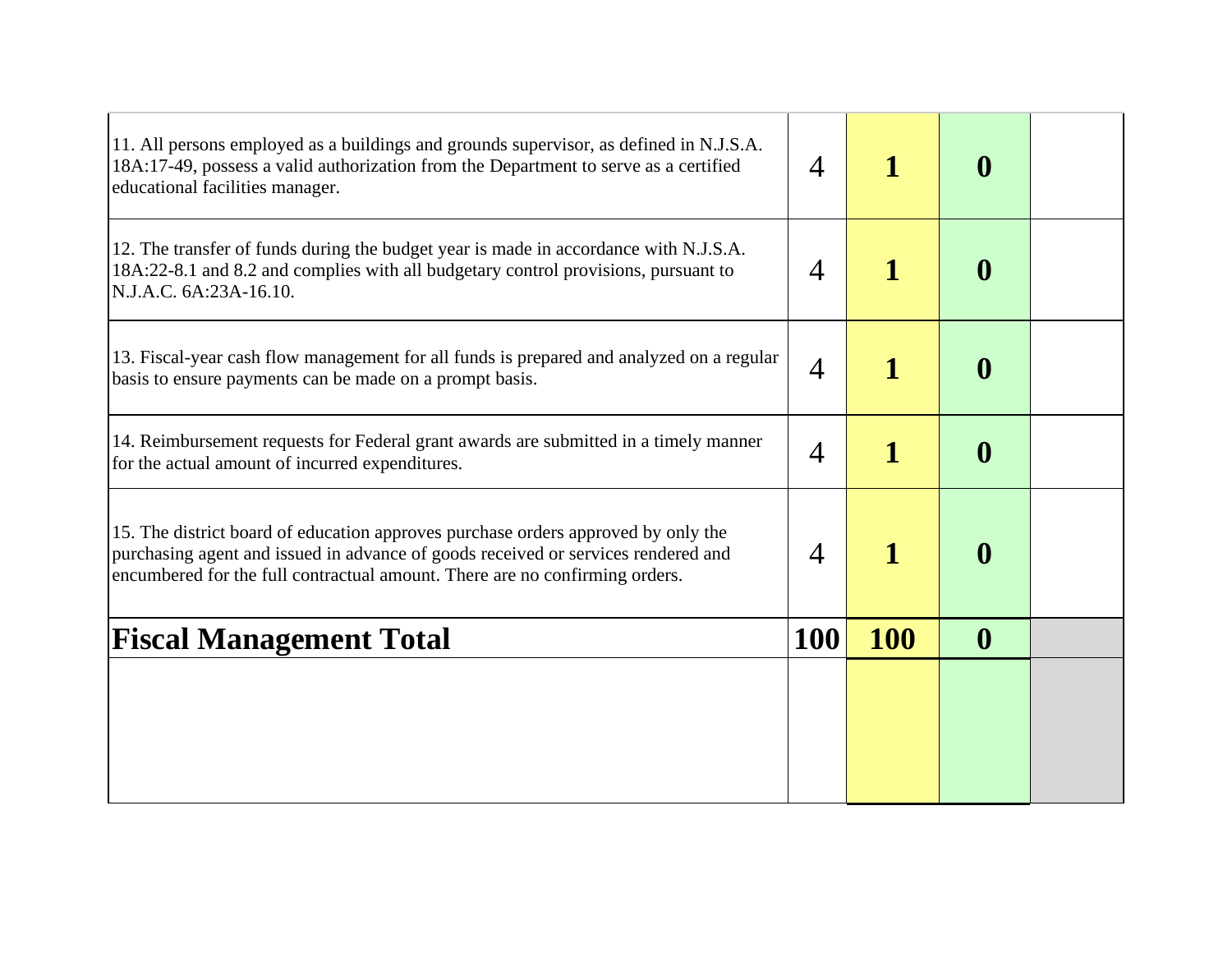| | | | | |
|---|---|---|---|---|
| 11. All persons employed as a buildings and grounds supervisor, as defined in N.J.S.A. 18A:17-49, possess a valid authorization from the Department to serve as a certified educational facilities manager. | 4 | **1** | **0** | |
| 12. The transfer of funds during the budget year is made in accordance with N.J.S.A. 18A:22-8.1 and 8.2 and complies with all budgetary control provisions, pursuant to N.J.A.C. 6A:23A-16.10. | 4 | **1** | **0** | |
| 13. Fiscal-year cash flow management for all funds is prepared and analyzed on a regular basis to ensure payments can be made on a prompt basis. | 4 | **1** | **0** | |
| 14. Reimbursement requests for Federal grant awards are submitted in a timely manner for the actual amount of incurred expenditures. | 4 | **1** | **0** | |
| 15. The district board of education approves purchase orders approved by only the purchasing agent and issued in advance of goods received or services rendered and encumbered for the full contractual amount. There are no confirming orders. | 4 | **1** | **0** | |
| **Fiscal Management Total** | **100** | **100** | **0** | |
| | | | | |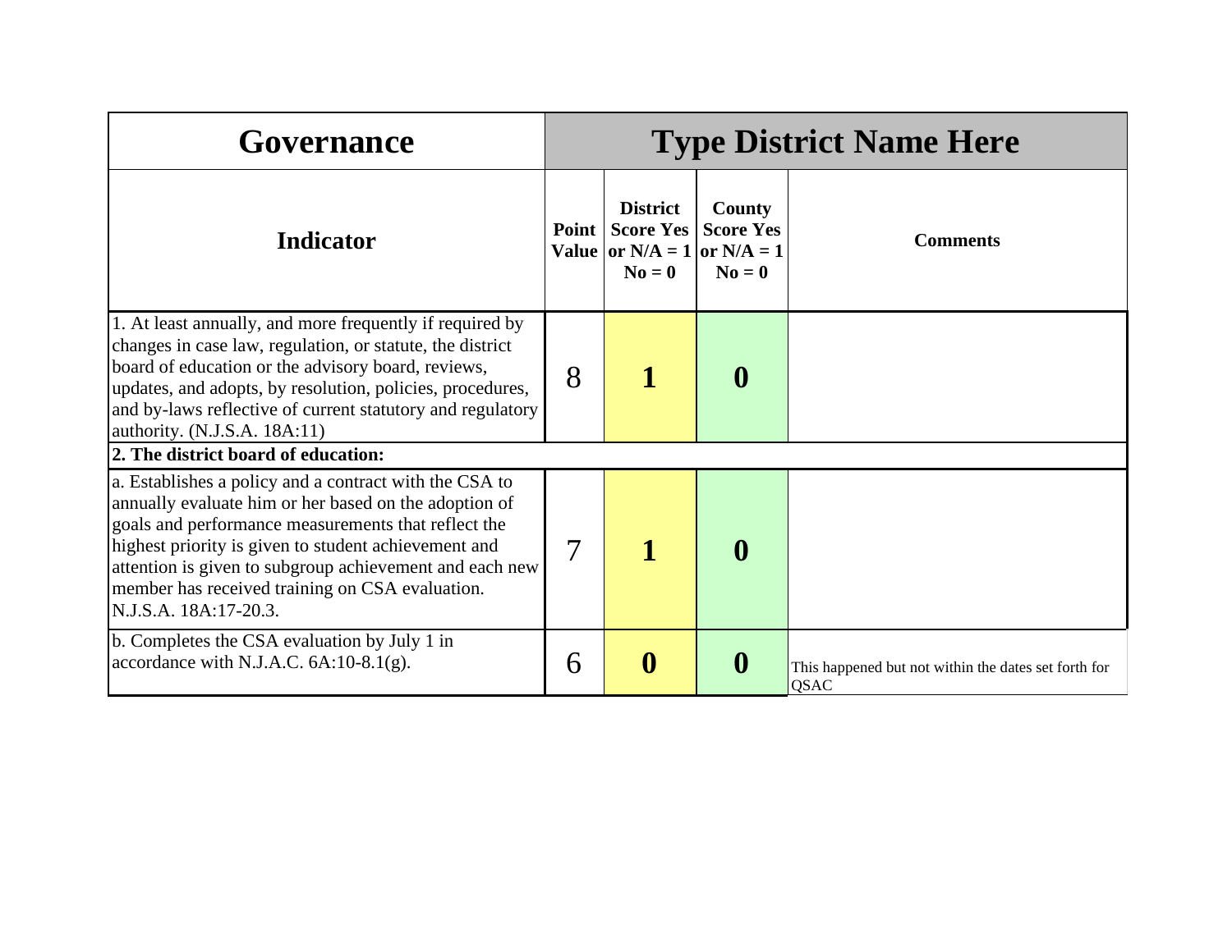| Governance | Type District Name Here | | | |
|---|---|---|---|---|
| **Indicator** | **Point Value** | **District Score Yes or N/A = 1 No = 0** | **County Score Yes or N/A = 1 No = 0** | **Comments** |
| 1. At least annually, and more frequently if required by changes in case law, regulation, or statute, the district board of education or the advisory board, reviews, updates, and adopts, by resolution, policies, procedures, and by-laws reflective of current statutory and regulatory authority. (N.J.S.A. 18A:11) | 8 | **1** | **0** | |
| **2. The district board of education:** | | | | |
| a. Establishes a policy and a contract with the CSA to annually evaluate him or her based on the adoption of goals and performance measurements that reflect the highest priority is given to student achievement and attention is given to subgroup achievement and each new member has received training on CSA evaluation. N.J.S.A. 18A:17-20.3. | 7 | **1** | **0** | |
| b. Completes the CSA evaluation by July 1 in accordance with N.J.A.C. 6A:10-8.1(g). | 6 | **0** | **0** | This happened but not within the dates set forth for QSAC |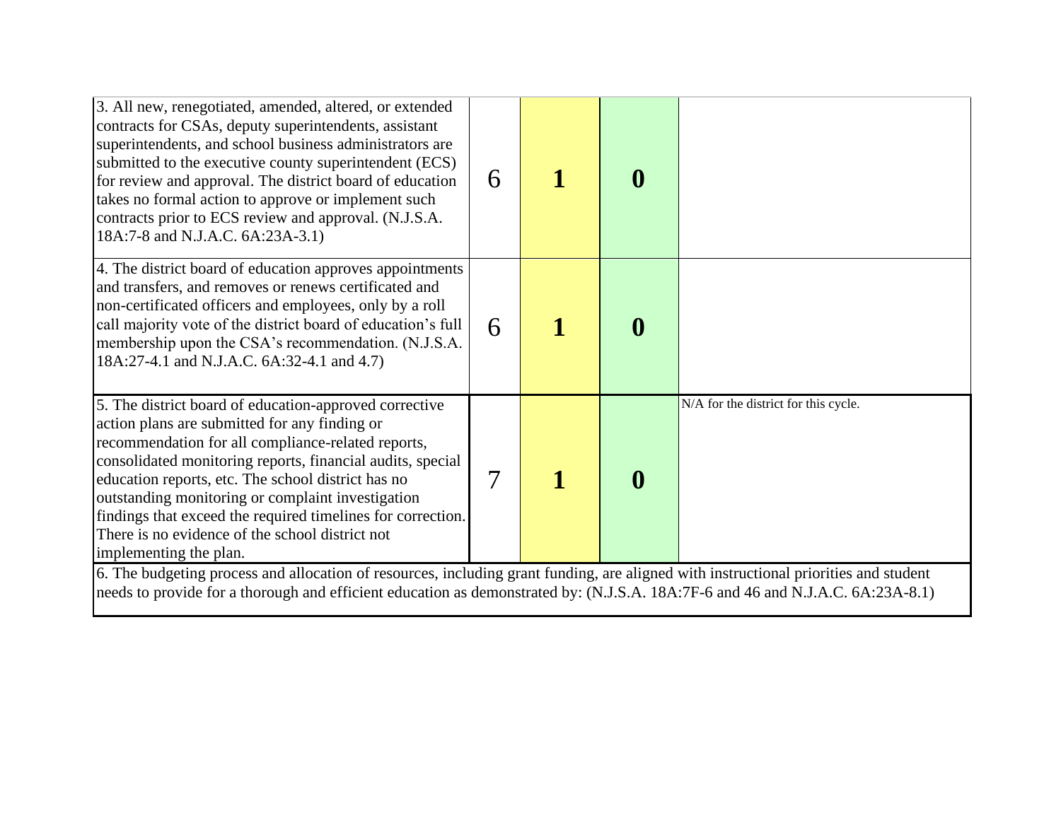| | | | | |
|---|---|---|---|---|
| 3. All new, renegotiated, amended, altered, or extended contracts for CSAs, deputy superintendents, assistant superintendents, and school business administrators are submitted to the executive county superintendent (ECS) for review and approval. The district board of education takes no formal action to approve or implement such contracts prior to ECS review and approval. (N.J.S.A. 18A:7-8 and N.J.A.C. 6A:23A-3.1) | 6 | **1** | **0** | |
| 4. The district board of education approves appointments and transfers, and removes or renews certificated and non-certificated officers and employees, only by a roll call majority vote of the district board of education's full membership upon the CSA's recommendation. (N.J.S.A. 18A:27-4.1 and N.J.A.C. 6A:32-4.1 and 4.7) | 6 | **1** | **0** | |
| 5. The district board of education-approved corrective action plans are submitted for any finding or recommendation for all compliance-related reports, consolidated monitoring reports, financial audits, special education reports, etc. The school district has no outstanding monitoring or complaint investigation findings that exceed the required timelines for correction. There is no evidence of the school district not implementing the plan. | 7 | **1** | **0** | N/A for the district for this cycle. |
| 6. The budgeting process and allocation of resources, including grant funding, are aligned with instructional priorities and student needs to provide for a thorough and efficient education as demonstrated by: (N.J.S.A. 18A:7F-6 and 46 and N.J.A.C. 6A:23A-8.1) | | | | |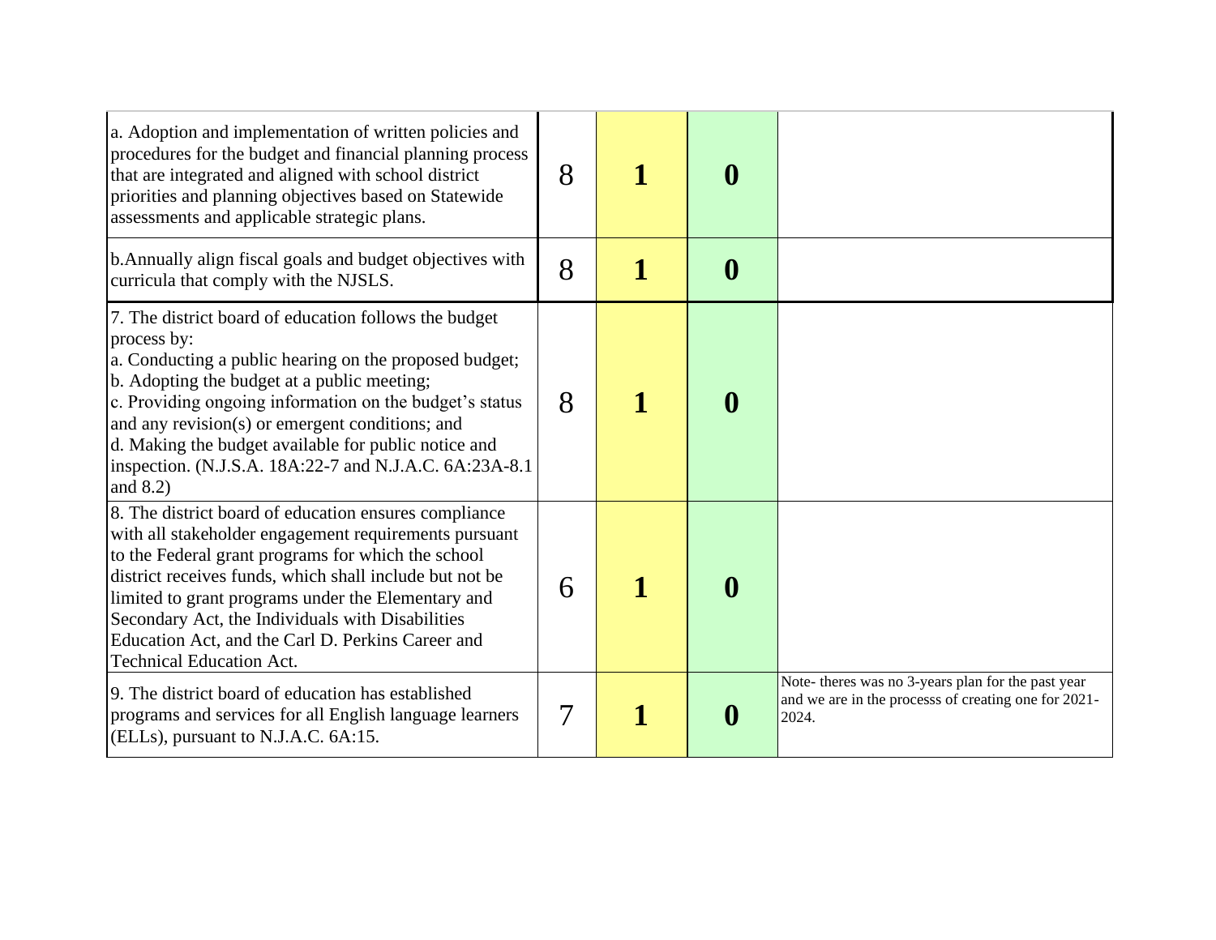| | | | | |
|---|---|---|---|---|
| a. Adoption and implementation of written policies and procedures for the budget and financial planning process that are integrated and aligned with school district priorities and planning objectives based on Statewide assessments and applicable strategic plans. | 8 | **1** | **0** | |
| b.Annually align fiscal goals and budget objectives with curricula that comply with the NJSLS. | 8 | **1** | **0** | |
| 7. The district board of education follows the budget process by:<br>a. Conducting a public hearing on the proposed budget;<br>b. Adopting the budget at a public meeting;<br>c. Providing ongoing information on the budget's status and any revision(s) or emergent conditions; and<br>d. Making the budget available for public notice and inspection. (N.J.S.A. 18A:22-7 and N.J.A.C. 6A:23A-8.1 and 8.2) | 8 | **1** | **0** | |
| 8. The district board of education ensures compliance with all stakeholder engagement requirements pursuant to the Federal grant programs for which the school district receives funds, which shall include but not be limited to grant programs under the Elementary and Secondary Act, the Individuals with Disabilities Education Act, and the Carl D. Perkins Career and Technical Education Act. | 6 | **1** | **0** | |
| 9. The district board of education has established programs and services for all English language learners (ELLs), pursuant to N.J.A.C. 6A:15. | 7 | **1** | **0** | Note- theres was no 3-years plan for the past year and we are in the processs of creating one for 2021-2024. |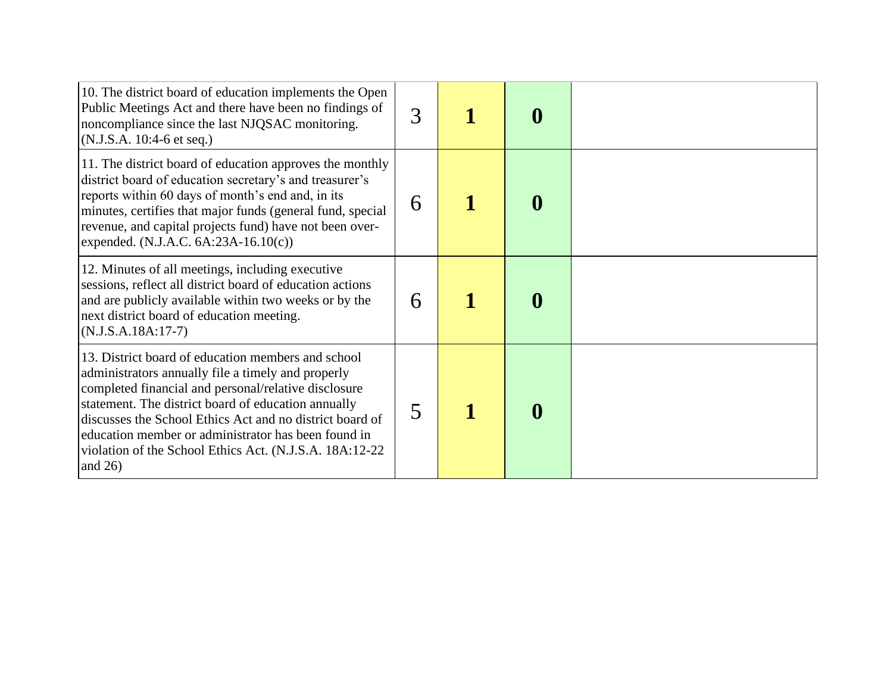| | | | | |
|---|---|---|---|---|
| 10. The district board of education implements the Open Public Meetings Act and there have been no findings of noncompliance since the last NJQSAC monitoring. (N.J.S.A. 10:4-6 et seq.) | 3 | **1** | **0** | |
| 11. The district board of education approves the monthly district board of education secretary's and treasurer's reports within 60 days of month's end and, in its minutes, certifies that major funds (general fund, special revenue, and capital projects fund) have not been over-expended. (N.J.A.C. 6A:23A-16.10(c)) | 6 | **1** | **0** | |
| 12. Minutes of all meetings, including executive sessions, reflect all district board of education actions and are publicly available within two weeks or by the next district board of education meeting. (N.J.S.A.18A:17-7) | 6 | **1** | **0** | |
| 13. District board of education members and school administrators annually file a timely and properly completed financial and personal/relative disclosure statement. The district board of education annually discusses the School Ethics Act and no district board of education member or administrator has been found in violation of the School Ethics Act. (N.J.S.A. 18A:12-22 and 26) | 5 | **1** | **0** | |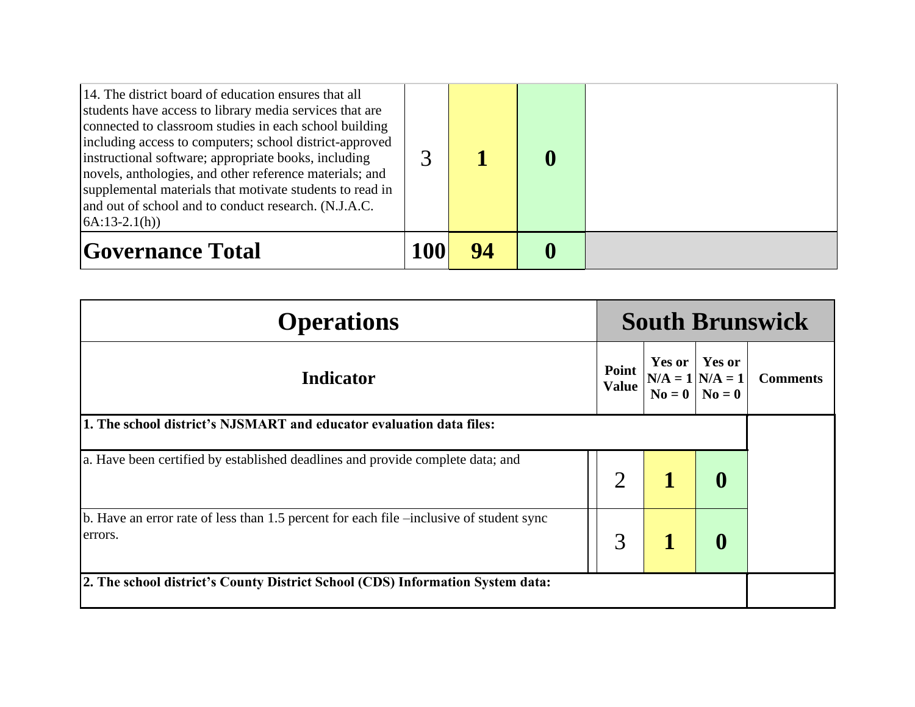| 14. The district board of education ensures that all students have access to library media services that are connected to classroom studies in each school building including access to computers; school district-approved instructional software; appropriate books, including novels, anthologies, and other reference materials; and supplemental materials that motivate students to read in and out of school and to conduct research. (N.J.A.C. 6A:13-2.1(h)) | 3 | **1** | **0** | |
|---|---|---|---|---|
| **Governance Total** | **100** | **94** | **0** | |

| **Operations** | **South Brunswick** | | | |
|---|---|---|---|---|
| **Indicator** | **Point Value** | **Yes or N/A = 1 No = 0** | **Yes or N/A = 1 No = 0** | **Comments** |
| **1. The school district's NJSMART and educator evaluation data files:** | | | | |
| a. Have been certified by established deadlines and provide complete data; and | 2 | **1** | **0** | |
| b. Have an error rate of less than 1.5 percent for each file –inclusive of student sync errors. | 3 | **1** | **0** | |
| **2. The school district's County District School (CDS) Information System data:** | | | | |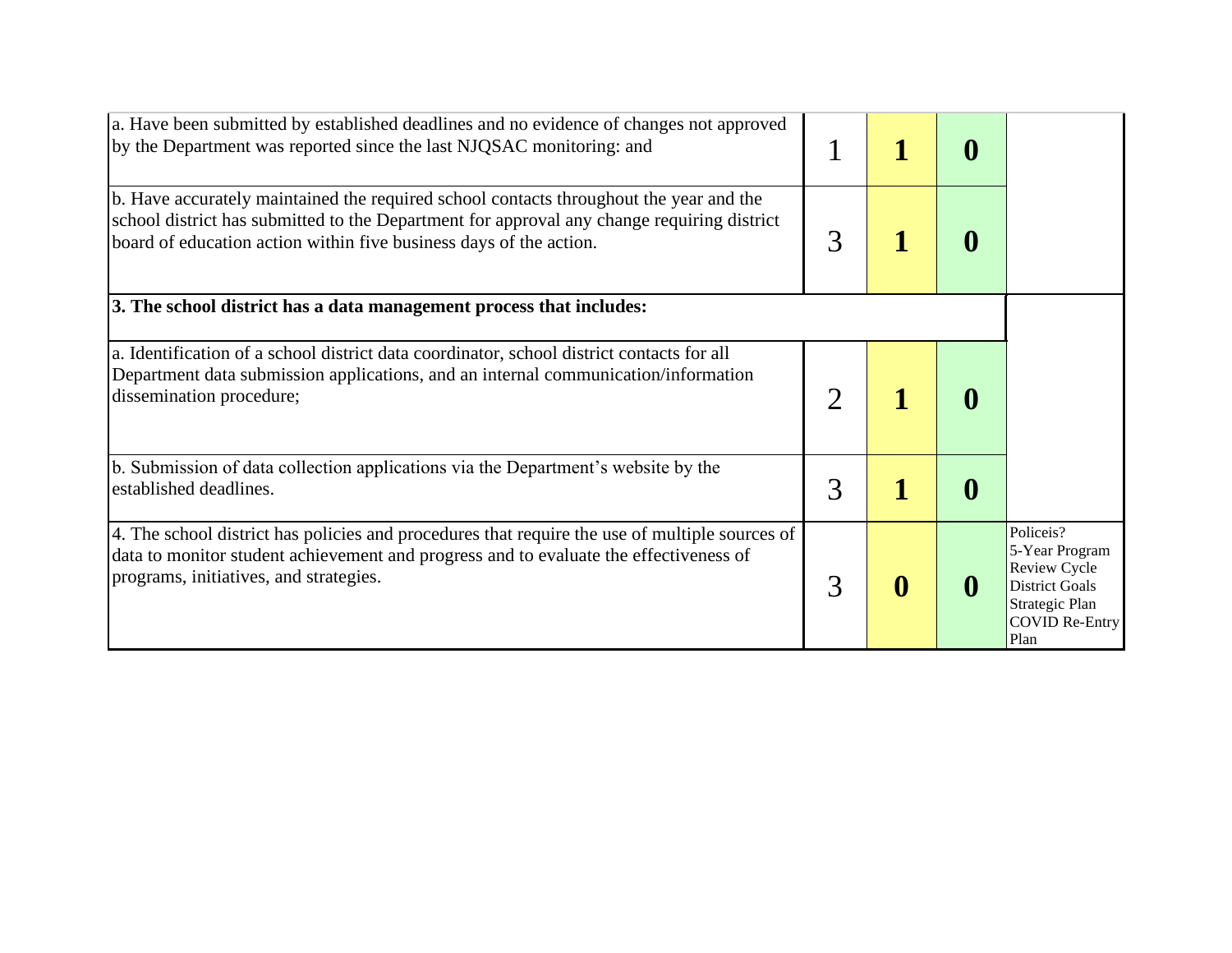| | | | | |
|---|---|---|---|---|
| a. Have been submitted by established deadlines and no evidence of changes not approved by the Department was reported since the last NJQSAC monitoring: and | 1 | **1** | **0** | |
| b. Have accurately maintained the required school contacts throughout the year and the school district has submitted to the Department for approval any change requiring district board of education action within five business days of the action. | 3 | **1** | **0** | |
| **3. The school district has a data management process that includes:** | | | | |
| a. Identification of a school district data coordinator, school district contacts for all Department data submission applications, and an internal communication/information dissemination procedure; | 2 | **1** | **0** | |
| b. Submission of data collection applications via the Department's website by the established deadlines. | 3 | **1** | **0** | |
| 4. The school district has policies and procedures that require the use of multiple sources of data to monitor student achievement and progress and to evaluate the effectiveness of programs, initiatives, and strategies. | 3 | **0** | **0** | Policeis?<br>5-Year Program Review Cycle<br>District Goals<br>Strategic Plan<br>COVID Re-Entry Plan |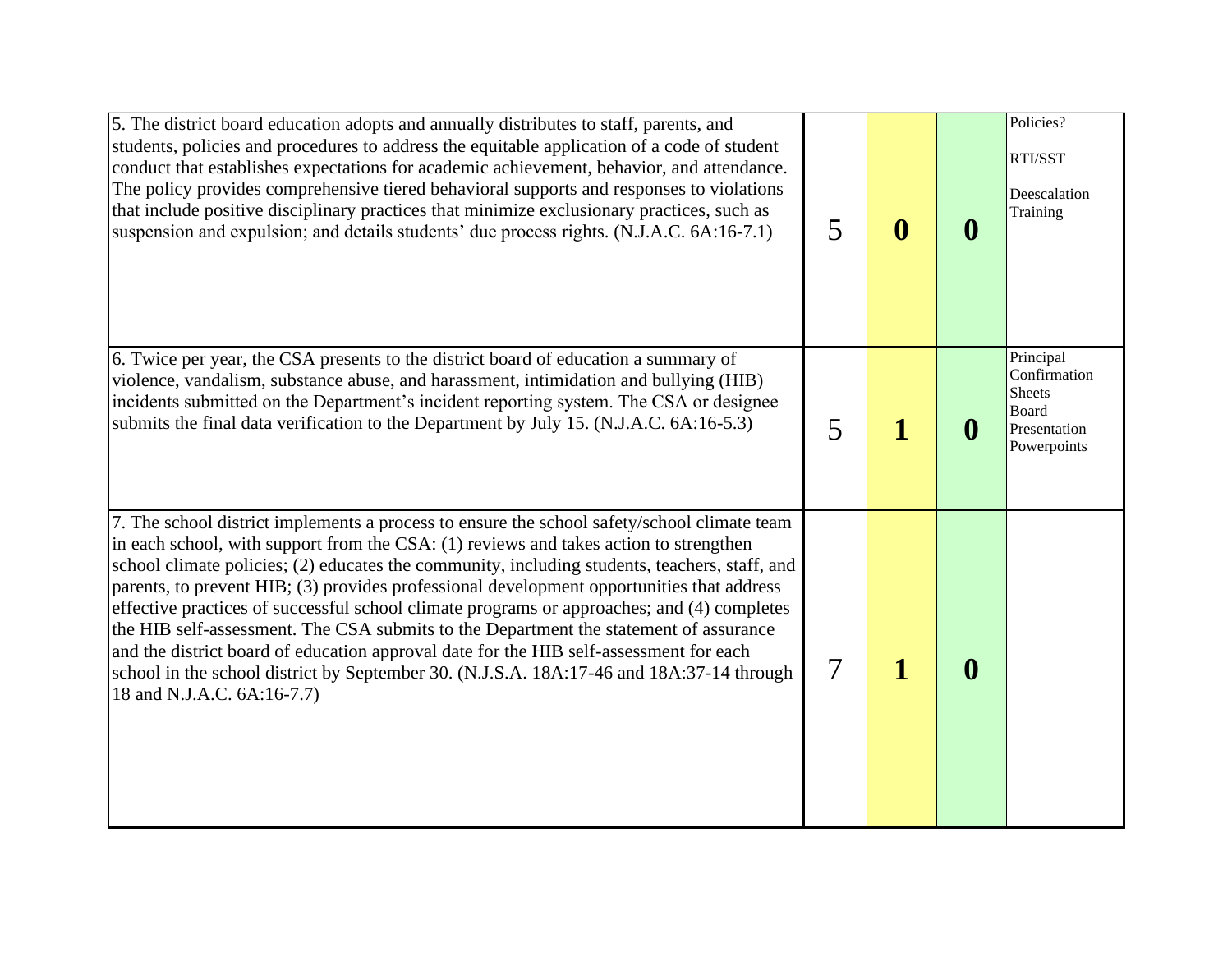| | | | | |
|---|---|---|---|---|
| 5. The district board education adopts and annually distributes to staff, parents, and students, policies and procedures to address the equitable application of a code of student conduct that establishes expectations for academic achievement, behavior, and attendance. The policy provides comprehensive tiered behavioral supports and responses to violations that include positive disciplinary practices that minimize exclusionary practices, such as suspension and expulsion; and details students' due process rights. (N.J.A.C. 6A:16-7.1) | 5 | **0** | **0** | Policies?<br><br>RTI/SST<br><br>Deescalation Training |
| 6. Twice per year, the CSA presents to the district board of education a summary of violence, vandalism, substance abuse, and harassment, intimidation and bullying (HIB) incidents submitted on the Department's incident reporting system. The CSA or designee submits the final data verification to the Department by July 15. (N.J.A.C. 6A:16-5.3) | 5 | **1** | **0** | Principal Confirmation Sheets<br>Board Presentation Powerpoints |
| 7. The school district implements a process to ensure the school safety/school climate team in each school, with support from the CSA: (1) reviews and takes action to strengthen school climate policies; (2) educates the community, including students, teachers, staff, and parents, to prevent HIB; (3) provides professional development opportunities that address effective practices of successful school climate programs or approaches; and (4) completes the HIB self-assessment. The CSA submits to the Department the statement of assurance and the district board of education approval date for the HIB self-assessment for each school in the school district by September 30. (N.J.S.A. 18A:17-46 and 18A:37-14 through 18 and N.J.A.C. 6A:16-7.7) | 7 | **1** | **0** | |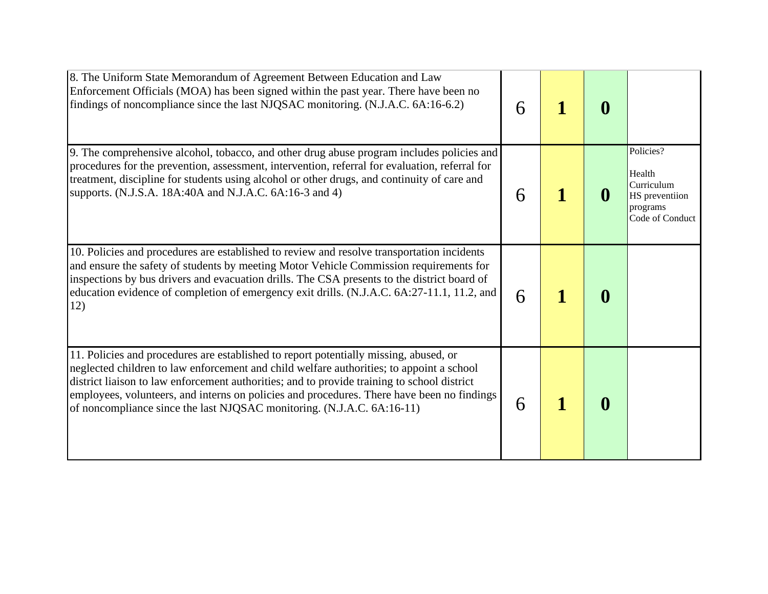| | | | | |
|---|---|---|---|---|
| 8. The Uniform State Memorandum of Agreement Between Education and Law Enforcement Officials (MOA) has been signed within the past year. There have been no findings of noncompliance since the last NJQSAC monitoring. (N.J.A.C. 6A:16-6.2) | 6 | **1** | **0** | |
| 9. The comprehensive alcohol, tobacco, and other drug abuse program includes policies and procedures for the prevention, assessment, intervention, referral for evaluation, referral for treatment, discipline for students using alcohol or other drugs, and continuity of care and supports. (N.J.S.A. 18A:40A and N.J.A.C. 6A:16-3 and 4) | 6 | **1** | **0** | Policies?<br><br>Health Curriculum<br>HS preventiion programs<br>Code of Conduct |
| 10. Policies and procedures are established to review and resolve transportation incidents and ensure the safety of students by meeting Motor Vehicle Commission requirements for inspections by bus drivers and evacuation drills. The CSA presents to the district board of education evidence of completion of emergency exit drills. (N.J.A.C. 6A:27-11.1, 11.2, and 12) | 6 | **1** | **0** | |
| 11. Policies and procedures are established to report potentially missing, abused, or neglected children to law enforcement and child welfare authorities; to appoint a school district liaison to law enforcement authorities; and to provide training to school district employees, volunteers, and interns on policies and procedures. There have been no findings of noncompliance since the last NJQSAC monitoring. (N.J.A.C. 6A:16-11) | 6 | **1** | **0** | |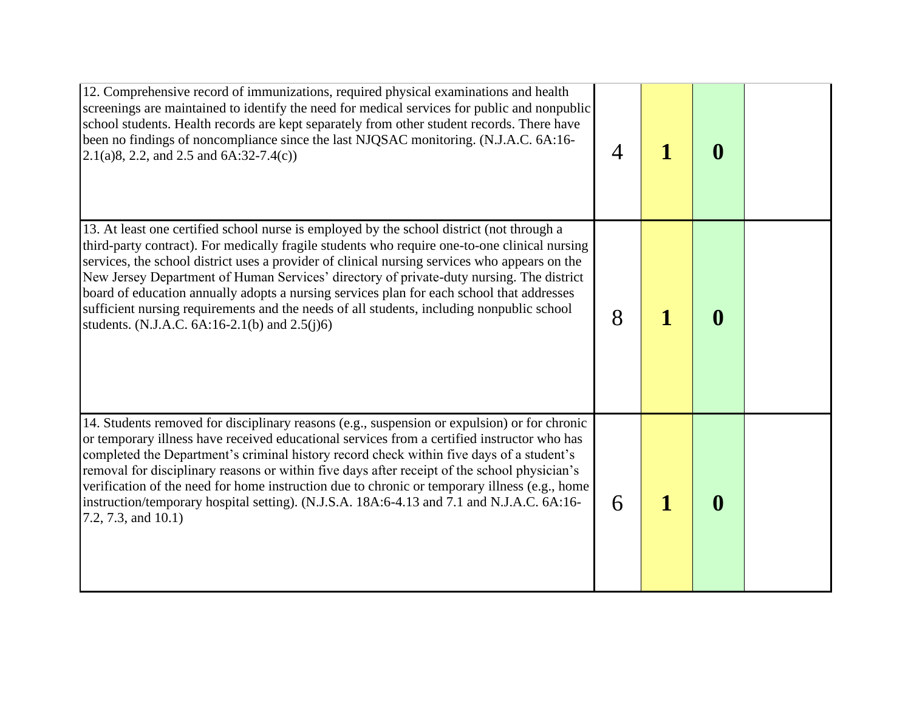| | | | | |
|---|---|---|---|---|
| 12. Comprehensive record of immunizations, required physical examinations and health screenings are maintained to identify the need for medical services for public and nonpublic school students. Health records are kept separately from other student records. There have been no findings of noncompliance since the last NJQSAC monitoring. (N.J.A.C. 6A:16-2.1(a)8, 2.2, and 2.5 and 6A:32-7.4(c)) | 4 | **1** | **0** | |
| 13. At least one certified school nurse is employed by the school district (not through a third-party contract). For medically fragile students who require one-to-one clinical nursing services, the school district uses a provider of clinical nursing services who appears on the New Jersey Department of Human Services' directory of private-duty nursing. The district board of education annually adopts a nursing services plan for each school that addresses sufficient nursing requirements and the needs of all students, including nonpublic school students. (N.J.A.C. 6A:16-2.1(b) and 2.5(j)6) | 8 | **1** | **0** | |
| 14. Students removed for disciplinary reasons (e.g., suspension or expulsion) or for chronic or temporary illness have received educational services from a certified instructor who has completed the Department's criminal history record check within five days of a student's removal for disciplinary reasons or within five days after receipt of the school physician's verification of the need for home instruction due to chronic or temporary illness (e.g., home instruction/temporary hospital setting). (N.J.S.A. 18A:6-4.13 and 7.1 and N.J.A.C. 6A:16-7.2, 7.3, and 10.1) | 6 | **1** | **0** | |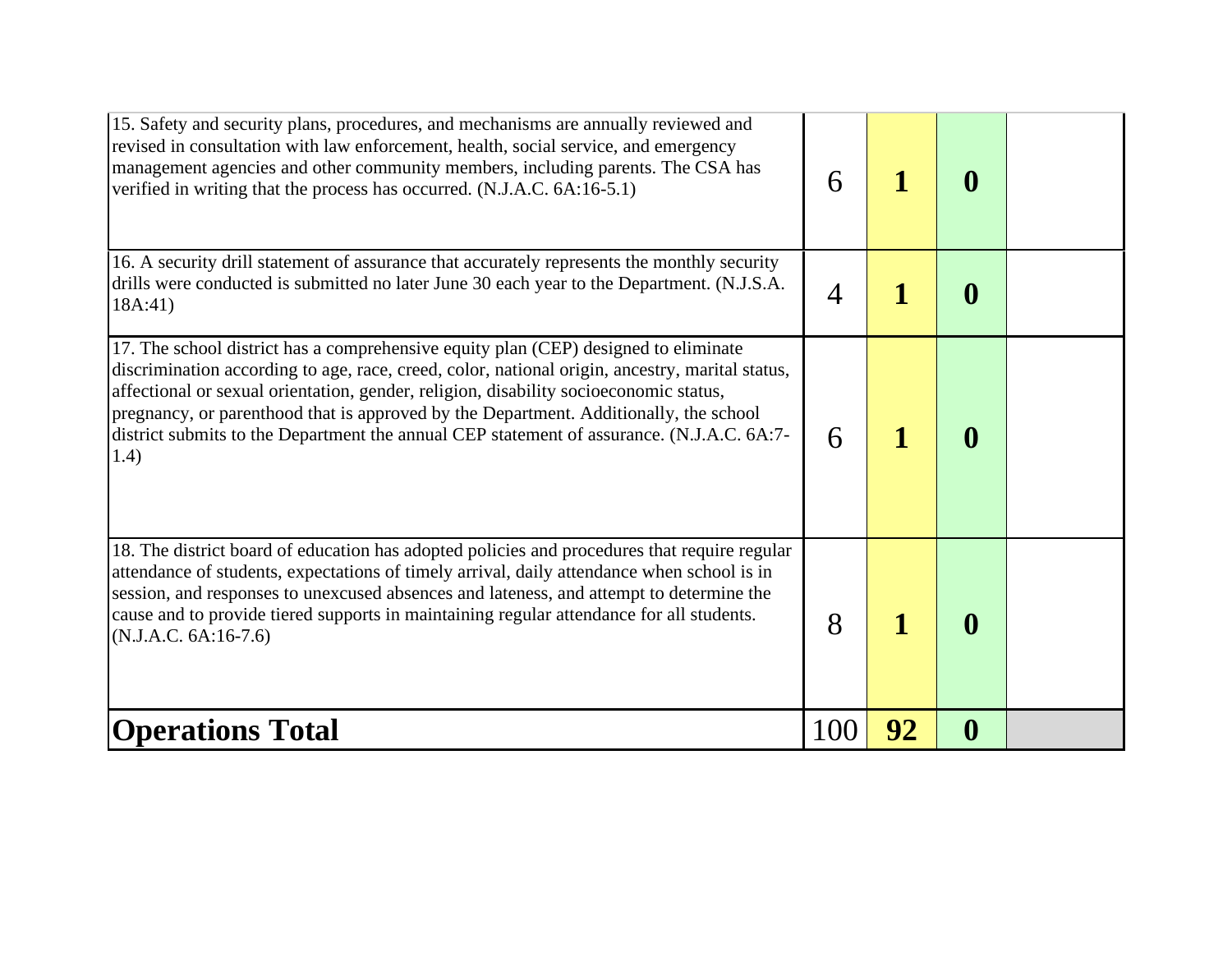| | | | | |
|---|---|---|---|---|
| 15. Safety and security plans, procedures, and mechanisms are annually reviewed and revised in consultation with law enforcement, health, social service, and emergency management agencies and other community members, including parents. The CSA has verified in writing that the process has occurred. (N.J.A.C. 6A:16-5.1) | 6 | **1** | **0** | |
| 16. A security drill statement of assurance that accurately represents the monthly security drills were conducted is submitted no later June 30 each year to the Department. (N.J.S.A. 18A:41) | 4 | **1** | **0** | |
| 17. The school district has a comprehensive equity plan (CEP) designed to eliminate discrimination according to age, race, creed, color, national origin, ancestry, marital status, affectional or sexual orientation, gender, religion, disability socioeconomic status, pregnancy, or parenthood that is approved by the Department. Additionally, the school district submits to the Department the annual CEP statement of assurance. (N.J.A.C. 6A:7-1.4) | 6 | **1** | **0** | |
| 18. The district board of education has adopted policies and procedures that require regular attendance of students, expectations of timely arrival, daily attendance when school is in session, and responses to unexcused absences and lateness, and attempt to determine the cause and to provide tiered supports in maintaining regular attendance for all students. (N.J.A.C. 6A:16-7.6) | 8 | **1** | **0** | |
| **Operations Total** | 100 | **92** | **0** | |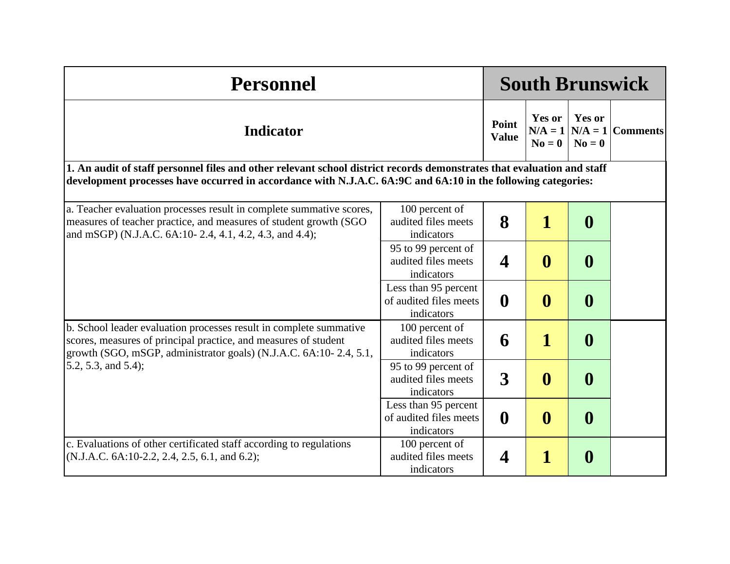| Personnel | | South Brunswick | | | |
|---|---|---|---|---|---|
| **Indicator** | | **Point Value** | **Yes or N/A = 1 No = 0** | **Yes or N/A = 1 No = 0** | **Comments** |
| **1. An audit of staff personnel files and other relevant school district records demonstrates that evaluation and staff development processes have occurred in accordance with N.J.A.C. 6A:9C and 6A:10 in the following categories:** | | | | | |
| a. Teacher evaluation processes result in complete summative scores, measures of teacher practice, and measures of student growth (SGO and mSGP) (N.J.A.C. 6A:10- 2.4, 4.1, 4.2, 4.3, and 4.4); | 100 percent of audited files meets indicators | **8** | **1** | **0** | |
| | 95 to 99 percent of audited files meets indicators | **4** | **0** | **0** | |
| | Less than 95 percent of audited files meets indicators | **0** | **0** | **0** | |
| b. School leader evaluation processes result in complete summative scores, measures of principal practice, and measures of student growth (SGO, mSGP, administrator goals) (N.J.A.C. 6A:10- 2.4, 5.1, 5.2, 5.3, and 5.4); | 100 percent of audited files meets indicators | **6** | **1** | **0** | |
| | 95 to 99 percent of audited files meets indicators | **3** | **0** | **0** | |
| | Less than 95 percent of audited files meets indicators | **0** | **0** | **0** | |
| c. Evaluations of other certificated staff according to regulations (N.J.A.C. 6A:10-2.2, 2.4, 2.5, 6.1, and 6.2); | 100 percent of audited files meets indicators | **4** | **1** | **0** | |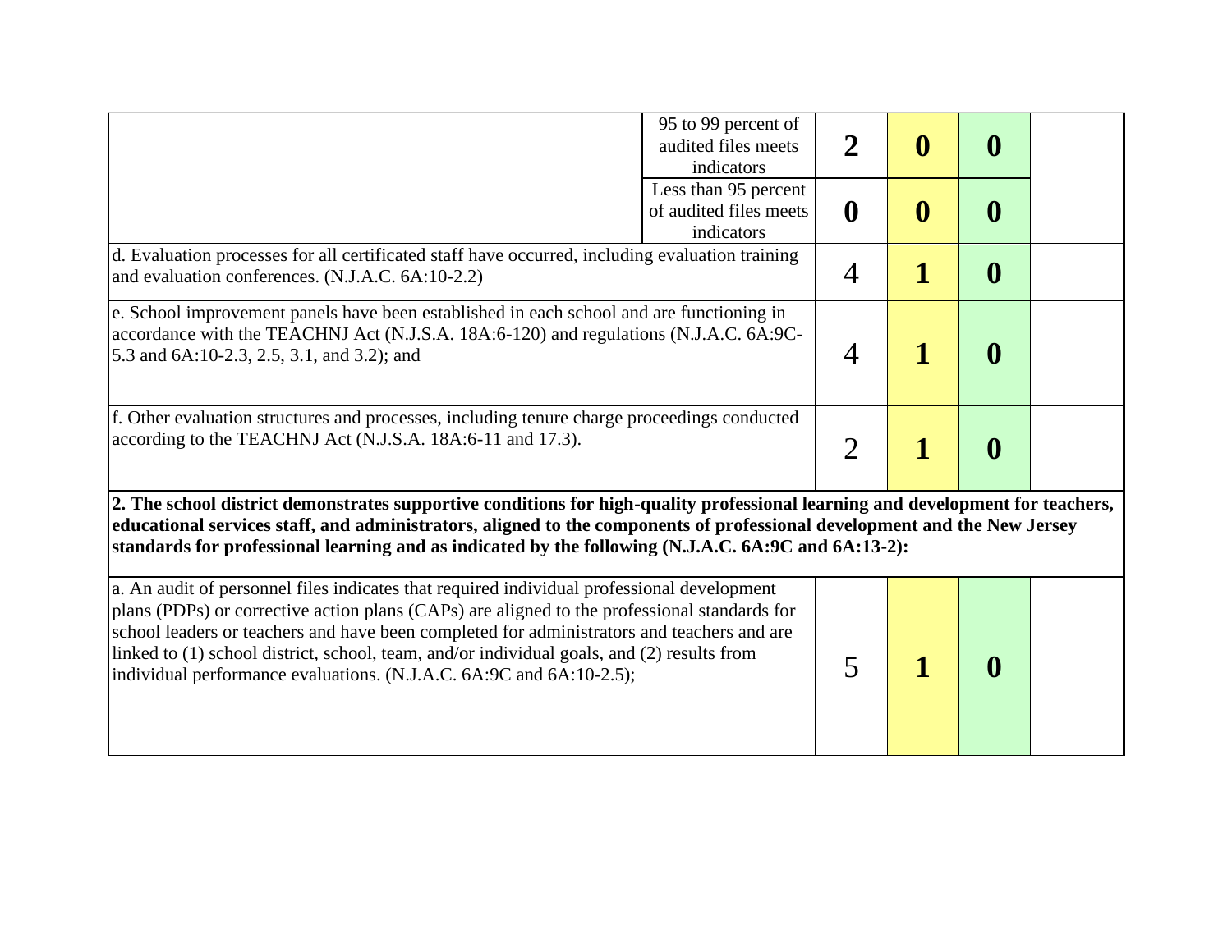| | | | | | |
|---|---|---|---|---|---|
| | 95 to 99 percent of audited files meets indicators | **2** | **0** | **0** | |
| | Less than 95 percent of audited files meets indicators | **0** | **0** | **0** | |
| d. Evaluation processes for all certificated staff have occurred, including evaluation training and evaluation conferences. (N.J.A.C. 6A:10-2.2) | | 4 | **1** | **0** | |
| e. School improvement panels have been established in each school and are functioning in accordance with the TEACHNJ Act (N.J.S.A. 18A:6-120) and regulations (N.J.A.C. 6A:9C-5.3 and 6A:10-2.3, 2.5, 3.1, and 3.2); and | | 4 | **1** | **0** | |
| f. Other evaluation structures and processes, including tenure charge proceedings conducted according to the TEACHNJ Act (N.J.S.A. 18A:6-11 and 17.3). | | 2 | **1** | **0** | |
| **2. The school district demonstrates supportive conditions for high-quality professional learning and development for teachers, educational services staff, and administrators, aligned to the components of professional development and the New Jersey standards for professional learning and as indicated by the following (N.J.A.C. 6A:9C and 6A:13-2):** | | | | | |
| a. An audit of personnel files indicates that required individual professional development plans (PDPs) or corrective action plans (CAPs) are aligned to the professional standards for school leaders or teachers and have been completed for administrators and teachers and are linked to (1) school district, school, team, and/or individual goals, and (2) results from individual performance evaluations. (N.J.A.C. 6A:9C and 6A:10-2.5); | | 5 | **1** | **0** | |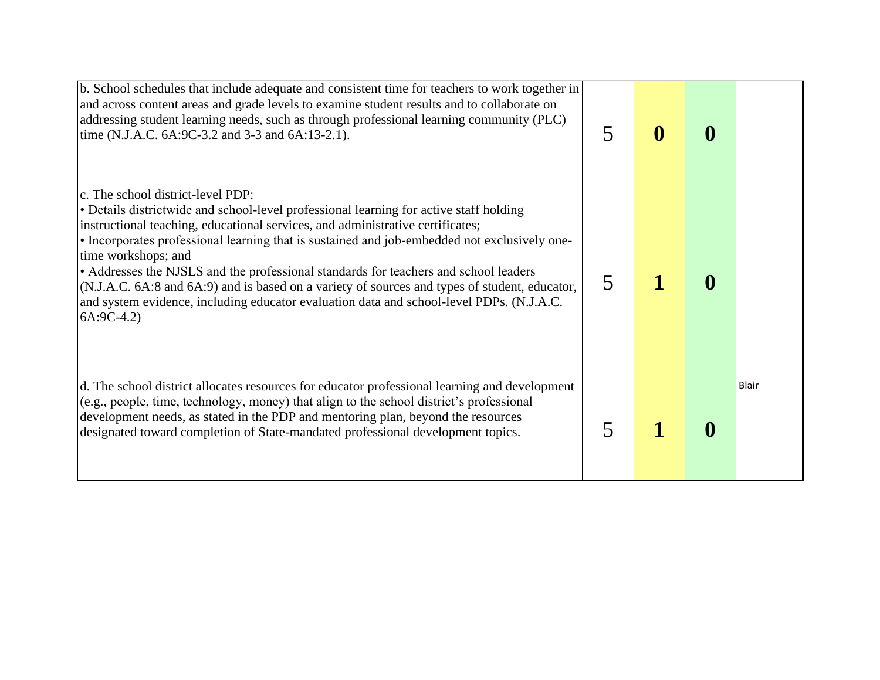| | | | | |
|---|---|---|---|---|
| b. School schedules that include adequate and consistent time for teachers to work together in and across content areas and grade levels to examine student results and to collaborate on addressing student learning needs, such as through professional learning community (PLC) time (N.J.A.C. 6A:9C-3.2 and 3-3 and 6A:13-2.1). | 5 | **0** | **0** | |
| c. The school district-level PDP:<br>• Details districtwide and school-level professional learning for active staff holding instructional teaching, educational services, and administrative certificates;<br>• Incorporates professional learning that is sustained and job-embedded not exclusively one-time workshops; and<br>• Addresses the NJSLS and the professional standards for teachers and school leaders (N.J.A.C. 6A:8 and 6A:9) and is based on a variety of sources and types of student, educator, and system evidence, including educator evaluation data and school-level PDPs. (N.J.A.C. 6A:9C-4.2) | 5 | **1** | **0** | |
| d. The school district allocates resources for educator professional learning and development (e.g., people, time, technology, money) that align to the school district's professional development needs, as stated in the PDP and mentoring plan, beyond the resources designated toward completion of State-mandated professional development topics. | 5 | **1** | **0** | Blair |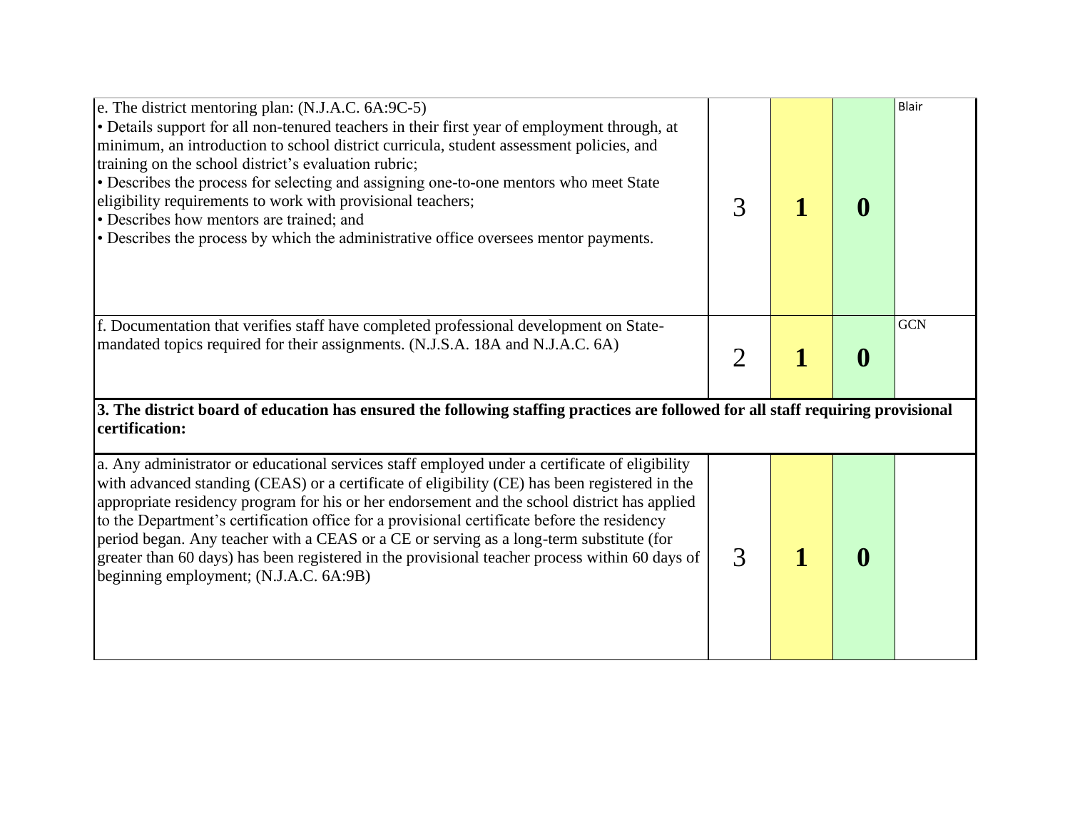| | | | | |
|---|---|---|---|---|
| e. The district mentoring plan: (N.J.A.C. 6A:9C-5)<br>• Details support for all non-tenured teachers in their first year of employment through, at minimum, an introduction to school district curricula, student assessment policies, and training on the school district's evaluation rubric;<br>• Describes the process for selecting and assigning one-to-one mentors who meet State eligibility requirements to work with provisional teachers;<br>• Describes how mentors are trained; and<br>• Describes the process by which the administrative office oversees mentor payments. | 3 | **1** | **0** | Blair |
| f. Documentation that verifies staff have completed professional development on State-mandated topics required for their assignments. (N.J.S.A. 18A and N.J.A.C. 6A) | 2 | **1** | **0** | GCN |
| **3. The district board of education has ensured the following staffing practices are followed for all staff requiring provisional certification:** | | | | |
| a. Any administrator or educational services staff employed under a certificate of eligibility with advanced standing (CEAS) or a certificate of eligibility (CE) has been registered in the appropriate residency program for his or her endorsement and the school district has applied to the Department's certification office for a provisional certificate before the residency period began. Any teacher with a CEAS or a CE or serving as a long-term substitute (for greater than 60 days) has been registered in the provisional teacher process within 60 days of beginning employment; (N.J.A.C. 6A:9B) | 3 | **1** | **0** | |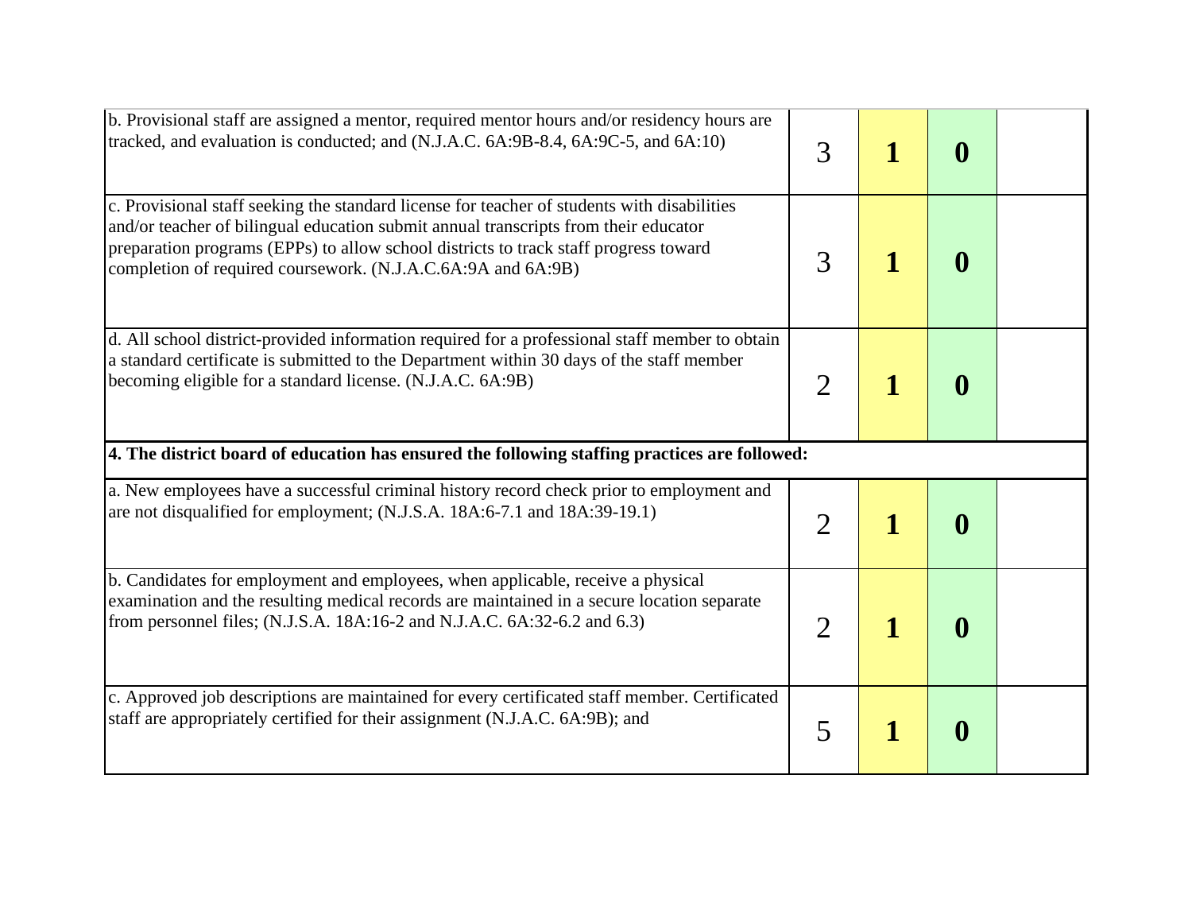| | | | | |
|---|---|---|---|---|
| b. Provisional staff are assigned a mentor, required mentor hours and/or residency hours are tracked, and evaluation is conducted; and (N.J.A.C. 6A:9B-8.4, 6A:9C-5, and 6A:10) | 3 | **1** | **0** | |
| c. Provisional staff seeking the standard license for teacher of students with disabilities and/or teacher of bilingual education submit annual transcripts from their educator preparation programs (EPPs) to allow school districts to track staff progress toward completion of required coursework. (N.J.A.C.6A:9A and 6A:9B) | 3 | **1** | **0** | |
| d. All school district-provided information required for a professional staff member to obtain a standard certificate is submitted to the Department within 30 days of the staff member becoming eligible for a standard license. (N.J.A.C. 6A:9B) | 2 | **1** | **0** | |
| **4. The district board of education has ensured the following staffing practices are followed:** | | | | |
| a. New employees have a successful criminal history record check prior to employment and are not disqualified for employment; (N.J.S.A. 18A:6-7.1 and 18A:39-19.1) | 2 | **1** | **0** | |
| b. Candidates for employment and employees, when applicable, receive a physical examination and the resulting medical records are maintained in a secure location separate from personnel files; (N.J.S.A. 18A:16-2 and N.J.A.C. 6A:32-6.2 and 6.3) | 2 | **1** | **0** | |
| c. Approved job descriptions are maintained for every certificated staff member. Certificated staff are appropriately certified for their assignment (N.J.A.C. 6A:9B); and | 5 | **1** | **0** | |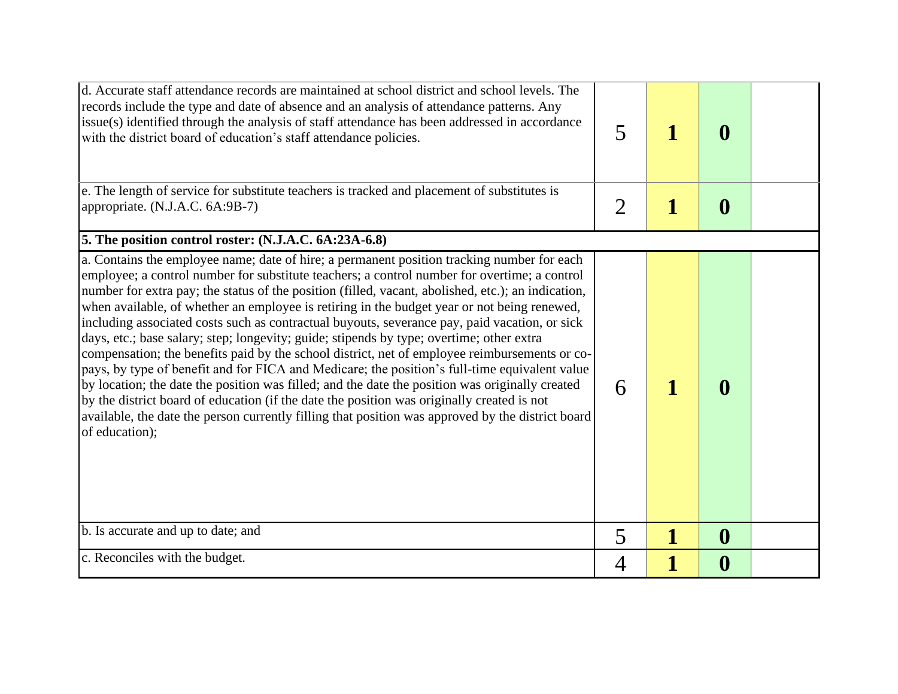| | | | | |
|---|---|---|---|---|
| d. Accurate staff attendance records are maintained at school district and school levels. The records include the type and date of absence and an analysis of attendance patterns. Any issue(s) identified through the analysis of staff attendance has been addressed in accordance with the district board of education's staff attendance policies. | 5 | **1** | **0** | |
| e. The length of service for substitute teachers is tracked and placement of substitutes is appropriate. (N.J.A.C. 6A:9B-7) | 2 | **1** | **0** | |
| **5. The position control roster: (N.J.A.C. 6A:23A-6.8)** | | | | |
| a. Contains the employee name; date of hire; a permanent position tracking number for each employee; a control number for substitute teachers; a control number for overtime; a control number for extra pay; the status of the position (filled, vacant, abolished, etc.); an indication, when available, of whether an employee is retiring in the budget year or not being renewed, including associated costs such as contractual buyouts, severance pay, paid vacation, or sick days, etc.; base salary; step; longevity; guide; stipends by type; overtime; other extra compensation; the benefits paid by the school district, net of employee reimbursements or co-pays, by type of benefit and for FICA and Medicare; the position's full-time equivalent value by location; the date the position was filled; and the date the position was originally created by the district board of education (if the date the position was originally created is not available, the date the person currently filling that position was approved by the district board of education); | 6 | **1** | **0** | |
| b. Is accurate and up to date; and | 5 | **1** | **0** | |
| c. Reconciles with the budget. | 4 | **1** | **0** | |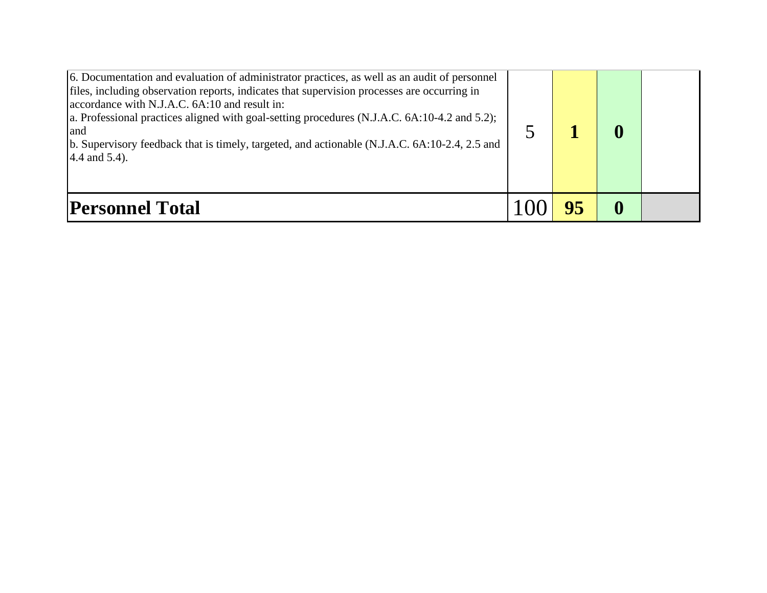| | | | | |
|---|---|---|---|---|
| 6. Documentation and evaluation of administrator practices, as well as an audit of personnel files, including observation reports, indicates that supervision processes are occurring in accordance with N.J.A.C. 6A:10 and result in:<br>a. Professional practices aligned with goal-setting procedures (N.J.A.C. 6A:10-4.2 and 5.2); and<br>b. Supervisory feedback that is timely, targeted, and actionable (N.J.A.C. 6A:10-2.4, 2.5 and 4.4 and 5.4). | 5 | **1** | **0** | |
| **Personnel Total** | 100 | **95** | **0** | |